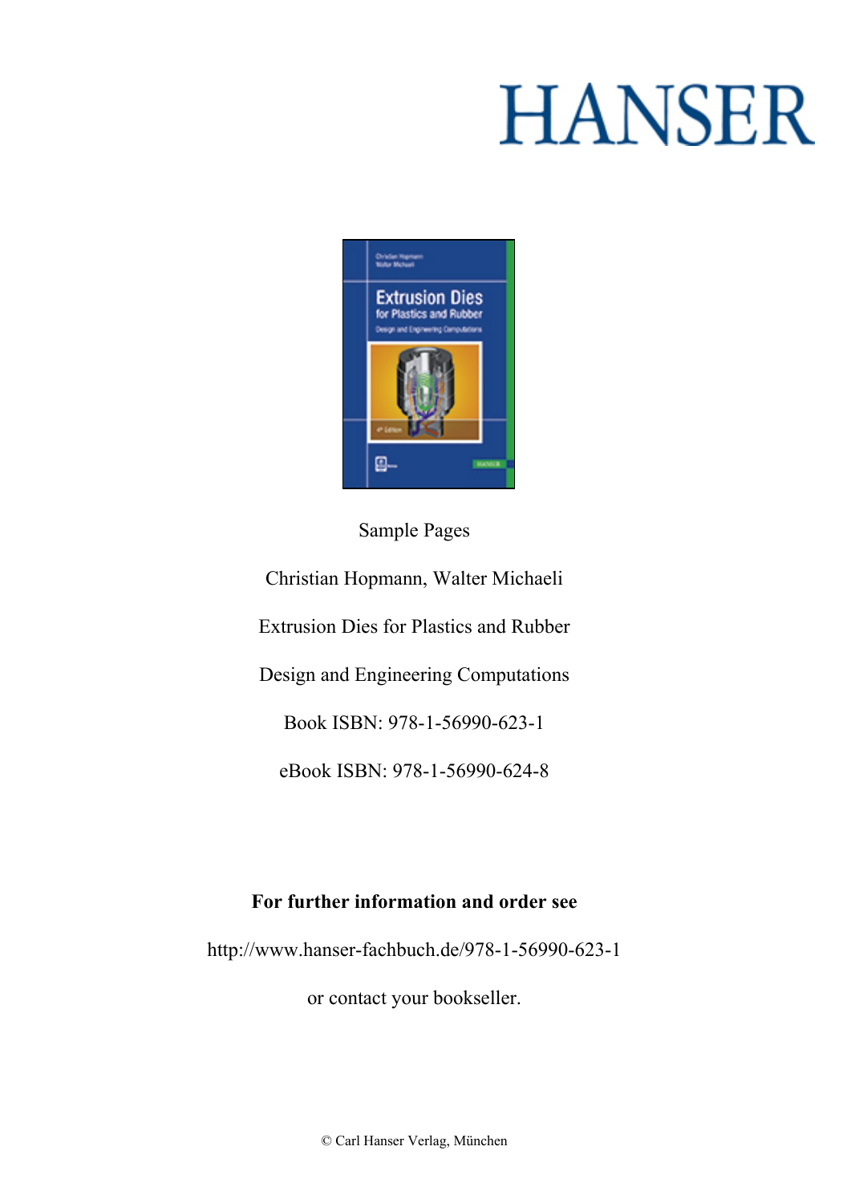HANSER

Sample Pages

Christian Hopmann, Walter Michaeli

Extrusion Dies for Plastics and Rubber

Design and Engineering Computations

Book ISBN: 978-1-56990-623-1

eBook ISBN: 978-1-56990-624-8

**For further information and order see**

http://www.hanser-fachbuch.de/978-1-56990-623-1

or contact your bookseller.

© Carl Hanser Verlag, München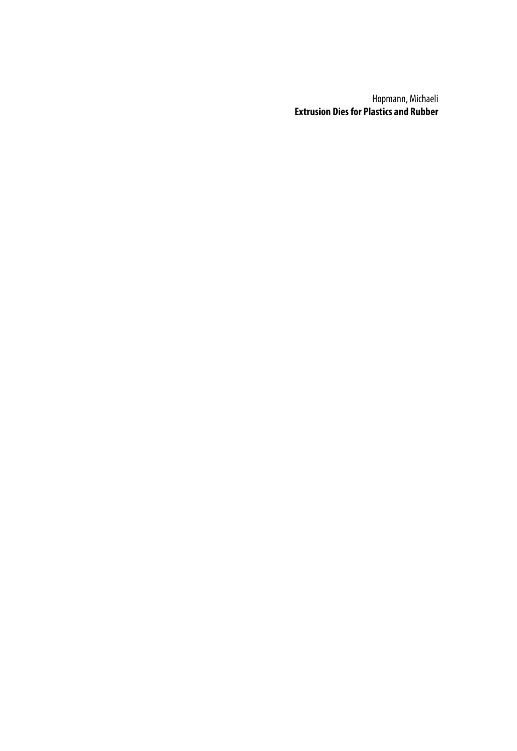Hopmann, Michaeli

**Extrusion Dies for Plastics and Rubber**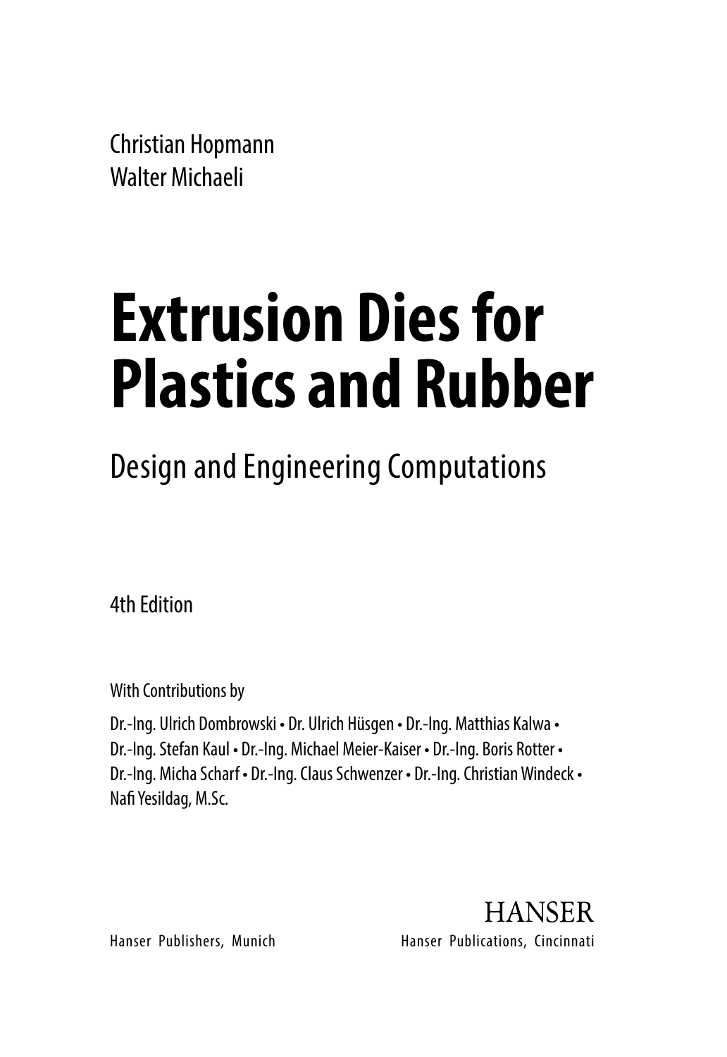Christian Hopmann
Walter Michaeli

# Extrusion Dies for Plastics and Rubber

## Design and Engineering Computations

4th Edition

With Contributions by

Dr.-Ing. Ulrich Dombrowski • Dr. Ulrich Hüsgen • Dr.-Ing. Matthias Kalwa • Dr.-Ing. Stefan Kaul • Dr.-Ing. Michael Meier-Kaiser • Dr.-Ing. Boris Rotter • Dr.-Ing. Micha Scharf • Dr.-Ing. Claus Schwenzer • Dr.-Ing. Christian Windeck • Nafi Yesildag, M.Sc.

HANSER

Hanser Publishers, Munich    Hanser Publications, Cincinnati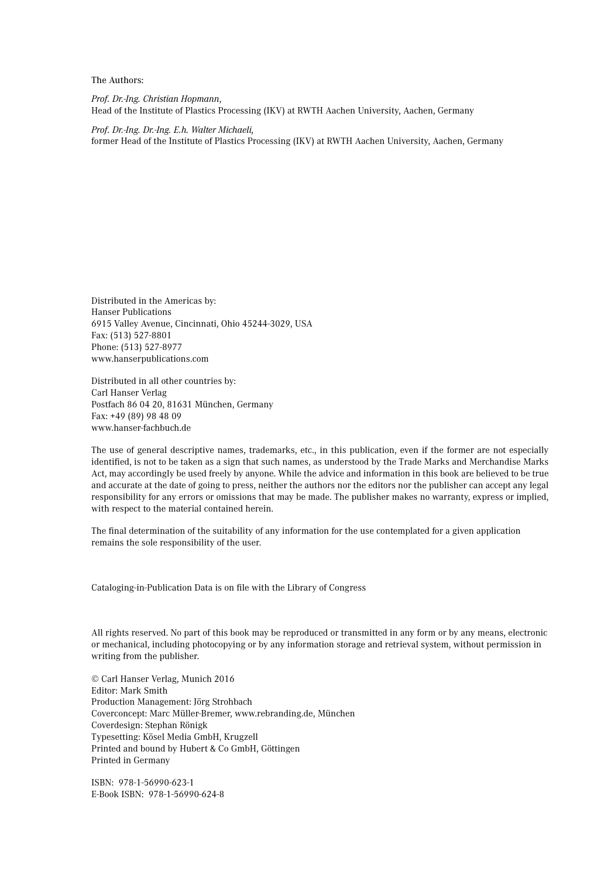The Authors:

*Prof. Dr.-Ing. Christian Hopmann,*
Head of the Institute of Plastics Processing (IKV) at RWTH Aachen University, Aachen, Germany

*Prof. Dr.-Ing. Dr.-Ing. E.h. Walter Michaeli,*
former Head of the Institute of Plastics Processing (IKV) at RWTH Aachen University, Aachen, Germany

Distributed in the Americas by:
Hanser Publications
6915 Valley Avenue, Cincinnati, Ohio 45244-3029, USA
Fax: (513) 527-8801
Phone: (513) 527-8977
www.hanserpublications.com

Distributed in all other countries by:
Carl Hanser Verlag
Postfach 86 04 20, 81631 München, Germany
Fax: +49 (89) 98 48 09
www.hanser-fachbuch.de

The use of general descriptive names, trademarks, etc., in this publication, even if the former are not especially identified, is not to be taken as a sign that such names, as understood by the Trade Marks and Merchandise Marks Act, may accordingly be used freely by anyone. While the advice and information in this book are believed to be true and accurate at the date of going to press, neither the authors nor the editors nor the publisher can accept any legal responsibility for any errors or omissions that may be made. The publisher makes no warranty, express or implied, with respect to the material contained herein.

The final determination of the suitability of any information for the use contemplated for a given application remains the sole responsibility of the user.

Cataloging-in-Publication Data is on file with the Library of Congress

All rights reserved. No part of this book may be reproduced or transmitted in any form or by any means, electronic or mechanical, including photocopying or by any information storage and retrieval system, without permission in writing from the publisher.

© Carl Hanser Verlag, Munich 2016
Editor: Mark Smith
Production Management: Jörg Strohbach
Coverconcept: Marc Müller-Bremer, www.rebranding.de, München
Coverdesign: Stephan Rönigk
Typesetting: Kösel Media GmbH, Krugzell
Printed and bound by Hubert & Co GmbH, Göttingen
Printed in Germany

ISBN: 978-1-56990-623-1
E-Book ISBN: 978-1-56990-624-8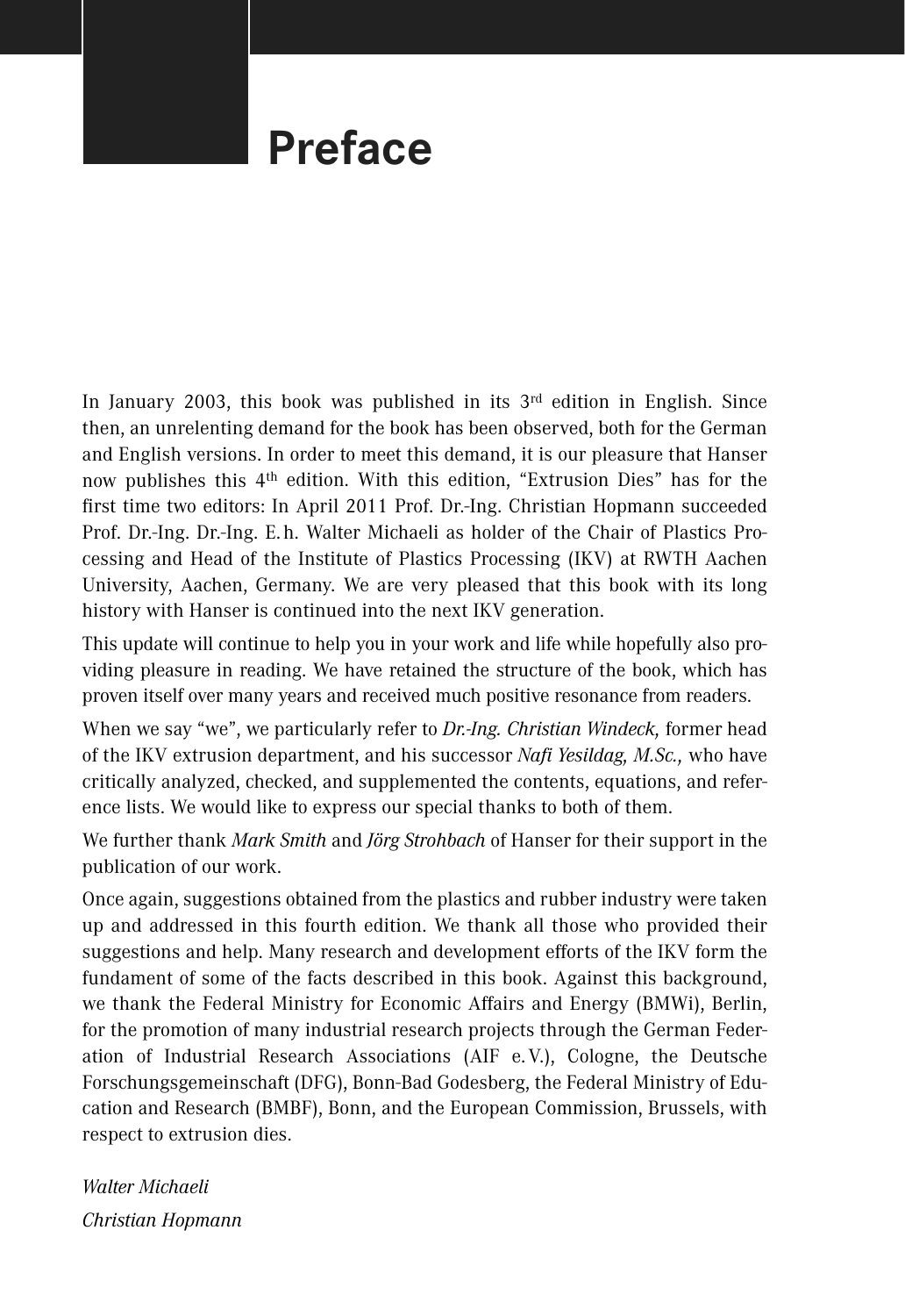# Preface

In January 2003, this book was published in its 3rd edition in English. Since then, an unrelenting demand for the book has been observed, both for the German and English versions. In order to meet this demand, it is our pleasure that Hanser now publishes this 4th edition. With this edition, "Extrusion Dies" has for the first time two editors: In April 2011 Prof. Dr.-Ing. Christian Hopmann succeeded Prof. Dr.-Ing. Dr.-Ing. E.h. Walter Michaeli as holder of the Chair of Plastics Processing and Head of the Institute of Plastics Processing (IKV) at RWTH Aachen University, Aachen, Germany. We are very pleased that this book with its long history with Hanser is continued into the next IKV generation.

This update will continue to help you in your work and life while hopefully also providing pleasure in reading. We have retained the structure of the book, which has proven itself over many years and received much positive resonance from readers.

When we say "we", we particularly refer to *Dr.-Ing. Christian Windeck,* former head of the IKV extrusion department, and his successor *Nafi Yesildag, M.Sc.,* who have critically analyzed, checked, and supplemented the contents, equations, and reference lists. We would like to express our special thanks to both of them.

We further thank *Mark Smith* and *Jörg Strohbach* of Hanser for their support in the publication of our work.

Once again, suggestions obtained from the plastics and rubber industry were taken up and addressed in this fourth edition. We thank all those who provided their suggestions and help. Many research and development efforts of the IKV form the fundament of some of the facts described in this book. Against this background, we thank the Federal Ministry for Economic Affairs and Energy (BMWi), Berlin, for the promotion of many industrial research projects through the German Federation of Industrial Research Associations (AIF e.V.), Cologne, the Deutsche Forschungsgemeinschaft (DFG), Bonn-Bad Godesberg, the Federal Ministry of Education and Research (BMBF), Bonn, and the European Commission, Brussels, with respect to extrusion dies.

*Walter Michaeli*

*Christian Hopmann*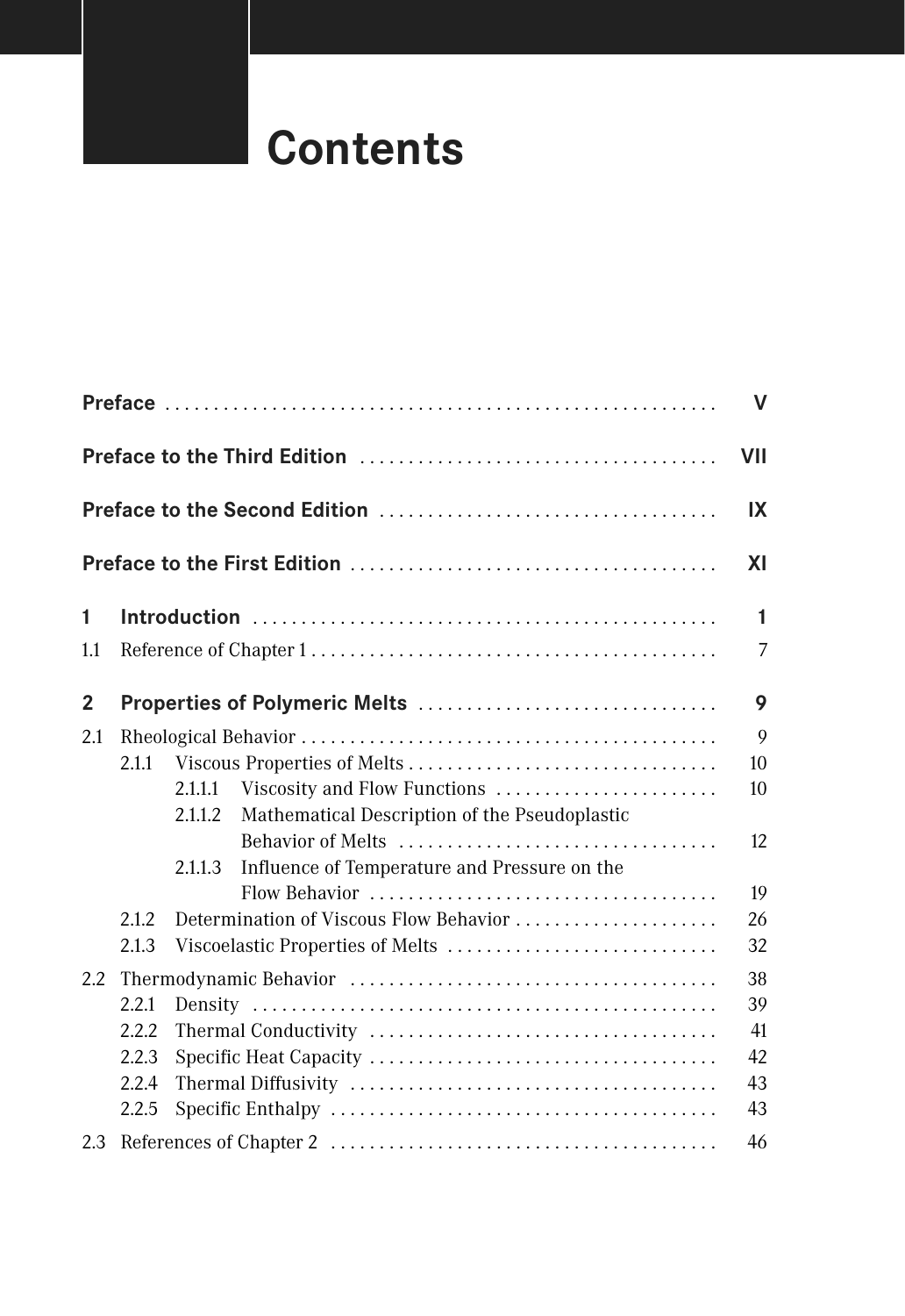# Contents

**Preface** .......................................................... **V**

**Preface to the Third Edition** ..................................... **VII**

**Preface to the Second Edition** .................................... **IX**

**Preface to the First Edition** ...................................... **XI**

**1 Introduction** ................................................ **1**

1.1 Reference of Chapter 1 .......................................... 7

**2 Properties of Polymeric Melts** ............................... **9**

2.1 Rheological Behavior ........................................... 9

2.1.1 Viscous Properties of Melts ................................ 10

2.1.1.1 Viscosity and Flow Functions ....................... 10

2.1.1.2 Mathematical Description of the Pseudoplastic Behavior of Melts ................................. 12

2.1.1.3 Influence of Temperature and Pressure on the Flow Behavior .................................... 19

2.1.2 Determination of Viscous Flow Behavior ..................... 26

2.1.3 Viscoelastic Properties of Melts ............................ 32

2.2 Thermodynamic Behavior ...................................... 38

2.2.1 Density ................................................ 39

2.2.2 Thermal Conductivity .................................... 41

2.2.3 Specific Heat Capacity .................................... 42

2.2.4 Thermal Diffusivity ...................................... 43

2.2.5 Specific Enthalpy ........................................ 43

2.3 References of Chapter 2 ........................................ 46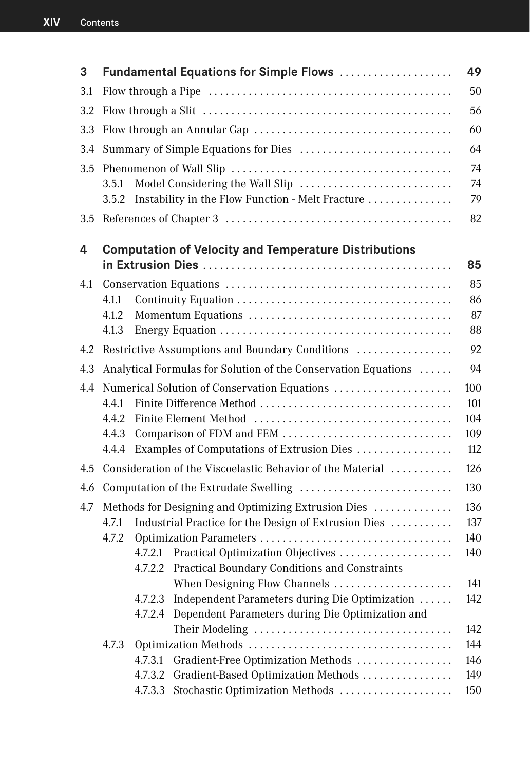**3 Fundamental Equations for Simple Flows** . . . . . . . . . . . . . . . . . . . . **49**

3.1 Flow through a Pipe . . . . . . . . . . . . . . . . . . . . . . . . . . . . . . . . . . . . . . . . . . . 50

3.2 Flow through a Slit . . . . . . . . . . . . . . . . . . . . . . . . . . . . . . . . . . . . . . . . . . . . 56

3.3 Flow through an Annular Gap . . . . . . . . . . . . . . . . . . . . . . . . . . . . . . . . . . . 60

3.4 Summary of Simple Equations for Dies . . . . . . . . . . . . . . . . . . . . . . . . . . . 64

3.5 Phenomenon of Wall Slip . . . . . . . . . . . . . . . . . . . . . . . . . . . . . . . . . . . . . . . 74
 3.5.1 Model Considering the Wall Slip . . . . . . . . . . . . . . . . . . . . . . . . . . . 74
 3.5.2 Instability in the Flow Function - Melt Fracture . . . . . . . . . . . . . . . 79

3.5 References of Chapter 3 . . . . . . . . . . . . . . . . . . . . . . . . . . . . . . . . . . . . . . . 82

**4 Computation of Velocity and Temperature Distributions in Extrusion Dies** . . . . . . . . . . . . . . . . . . . . . . . . . . . . . . . . . . . . . . . . . . . . **85**

4.1 Conservation Equations . . . . . . . . . . . . . . . . . . . . . . . . . . . . . . . . . . . . . . . . 85
 4.1.1 Continuity Equation . . . . . . . . . . . . . . . . . . . . . . . . . . . . . . . . . . . . . . 86
 4.1.2 Momentum Equations . . . . . . . . . . . . . . . . . . . . . . . . . . . . . . . . . . . . 87
 4.1.3 Energy Equation . . . . . . . . . . . . . . . . . . . . . . . . . . . . . . . . . . . . . . . . . 88

4.2 Restrictive Assumptions and Boundary Conditions . . . . . . . . . . . . . . . . . 92

4.3 Analytical Formulas for Solution of the Conservation Equations . . . . . . 94

4.4 Numerical Solution of Conservation Equations . . . . . . . . . . . . . . . . . . . . . 100
 4.4.1 Finite Difference Method . . . . . . . . . . . . . . . . . . . . . . . . . . . . . . . . . . 101
 4.4.2 Finite Element Method . . . . . . . . . . . . . . . . . . . . . . . . . . . . . . . . . . . 104
 4.4.3 Comparison of FDM and FEM . . . . . . . . . . . . . . . . . . . . . . . . . . . . . 109
 4.4.4 Examples of Computations of Extrusion Dies . . . . . . . . . . . . . . . . . 112

4.5 Consideration of the Viscoelastic Behavior of the Material . . . . . . . . . . . 126

4.6 Computation of the Extrudate Swelling . . . . . . . . . . . . . . . . . . . . . . . . . . . 130

4.7 Methods for Designing and Optimizing Extrusion Dies . . . . . . . . . . . . . . 136
 4.7.1 Industrial Practice for the Design of Extrusion Dies . . . . . . . . . . . 137
 4.7.2 Optimization Parameters . . . . . . . . . . . . . . . . . . . . . . . . . . . . . . . . . . 140
  4.7.2.1 Practical Optimization Objectives . . . . . . . . . . . . . . . . . . . . 140
  4.7.2.2 Practical Boundary Conditions and Constraints When Designing Flow Channels . . . . . . . . . . . . . . . . . . . . . 141
  4.7.2.3 Independent Parameters during Die Optimization . . . . . . 142
  4.7.2.4 Dependent Parameters during Die Optimization and Their Modeling . . . . . . . . . . . . . . . . . . . . . . . . . . . . . . . . . . . 142
 4.7.3 Optimization Methods . . . . . . . . . . . . . . . . . . . . . . . . . . . . . . . . . . . . 144
  4.7.3.1 Gradient-Free Optimization Methods . . . . . . . . . . . . . . . . . 146
  4.7.3.2 Gradient-Based Optimization Methods . . . . . . . . . . . . . . . . 149
  4.7.3.3 Stochastic Optimization Methods . . . . . . . . . . . . . . . . . . . . 150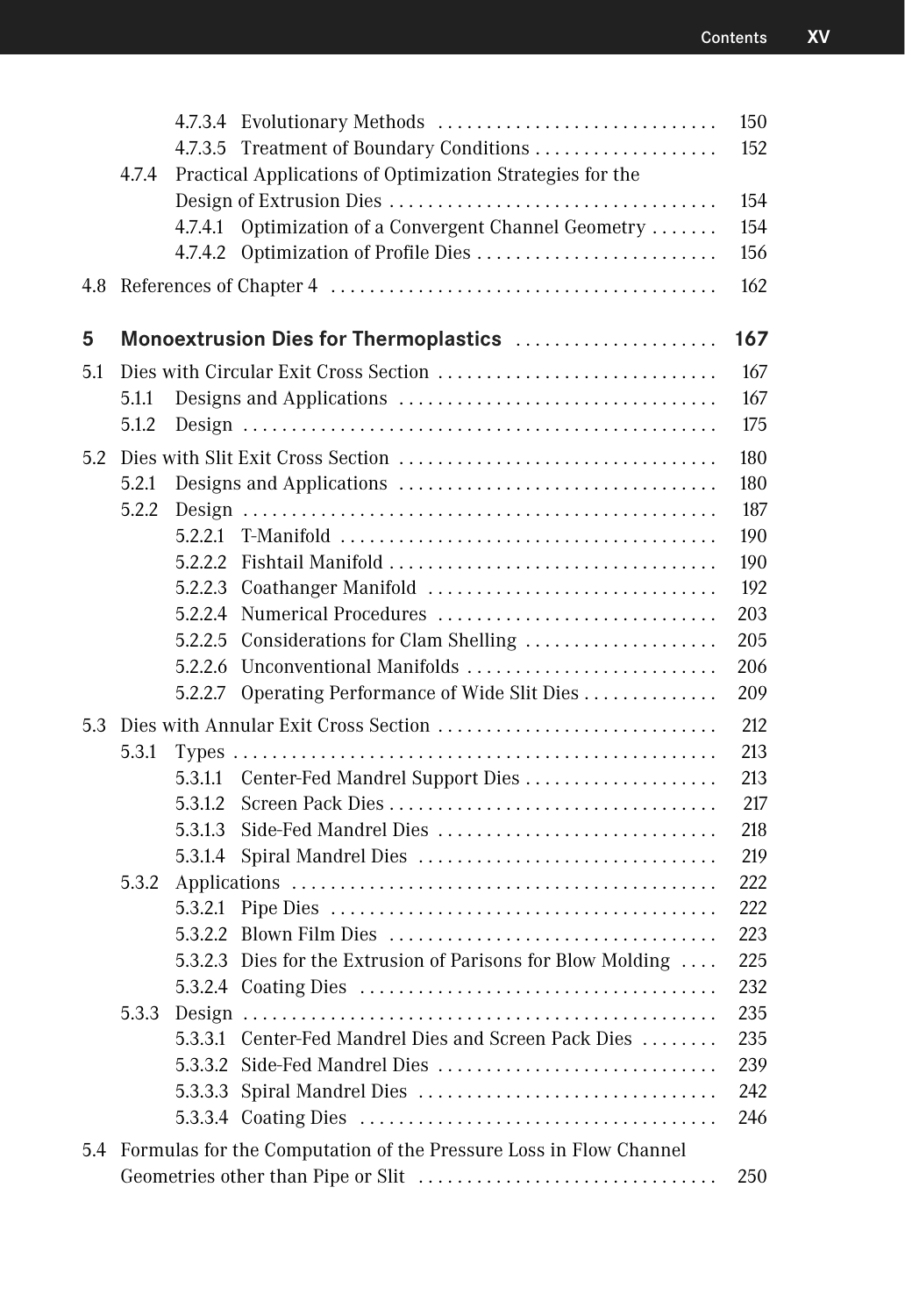4.7.3.4 Evolutionary Methods ... 150
4.7.3.5 Treatment of Boundary Conditions ... 152
4.7.4 Practical Applications of Optimization Strategies for the Design of Extrusion Dies ... 154
4.7.4.1 Optimization of a Convergent Channel Geometry ... 154
4.7.4.2 Optimization of Profile Dies ... 156

4.8 References of Chapter 4 ... 162

**5 Monoextrusion Dies for Thermoplastics ... 167**

5.1 Dies with Circular Exit Cross Section ... 167
5.1.1 Designs and Applications ... 167
5.1.2 Design ... 175

5.2 Dies with Slit Exit Cross Section ... 180
5.2.1 Designs and Applications ... 180
5.2.2 Design ... 187
5.2.2.1 T-Manifold ... 190
5.2.2.2 Fishtail Manifold ... 190
5.2.2.3 Coathanger Manifold ... 192
5.2.2.4 Numerical Procedures ... 203
5.2.2.5 Considerations for Clam Shelling ... 205
5.2.2.6 Unconventional Manifolds ... 206
5.2.2.7 Operating Performance of Wide Slit Dies ... 209

5.3 Dies with Annular Exit Cross Section ... 212
5.3.1 Types ... 213
5.3.1.1 Center-Fed Mandrel Support Dies ... 213
5.3.1.2 Screen Pack Dies ... 217
5.3.1.3 Side-Fed Mandrel Dies ... 218
5.3.1.4 Spiral Mandrel Dies ... 219
5.3.2 Applications ... 222
5.3.2.1 Pipe Dies ... 222
5.3.2.2 Blown Film Dies ... 223
5.3.2.3 Dies for the Extrusion of Parisons for Blow Molding ... 225
5.3.2.4 Coating Dies ... 232
5.3.3 Design ... 235
5.3.3.1 Center-Fed Mandrel Dies and Screen Pack Dies ... 235
5.3.3.2 Side-Fed Mandrel Dies ... 239
5.3.3.3 Spiral Mandrel Dies ... 242
5.3.3.4 Coating Dies ... 246

5.4 Formulas for the Computation of the Pressure Loss in Flow Channel Geometries other than Pipe or Slit ... 250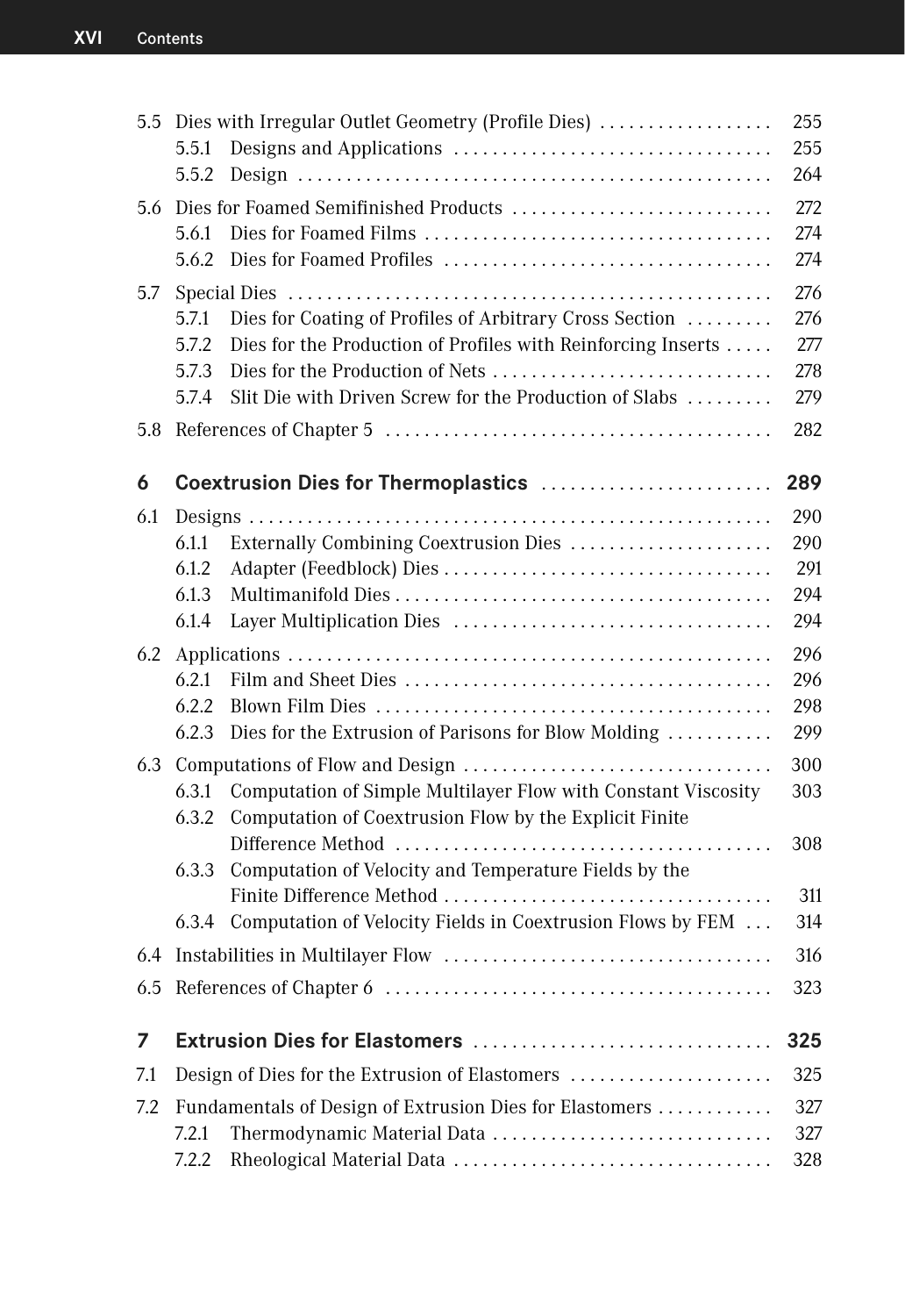5.5 Dies with Irregular Outlet Geometry (Profile Dies) . . . . . . . . . . . . . . . . . . 255
  5.5.1 Designs and Applications . . . . . . . . . . . . . . . . . . . . . . . . . . . . . . . . . 255
  5.5.2 Design . . . . . . . . . . . . . . . . . . . . . . . . . . . . . . . . . . . . . . . . . . . . . . . 264

5.6 Dies for Foamed Semifinished Products . . . . . . . . . . . . . . . . . . . . . . . . . . . 272
  5.6.1 Dies for Foamed Films . . . . . . . . . . . . . . . . . . . . . . . . . . . . . . . . . . . . 274
  5.6.2 Dies for Foamed Profiles . . . . . . . . . . . . . . . . . . . . . . . . . . . . . . . . . . 274

5.7 Special Dies . . . . . . . . . . . . . . . . . . . . . . . . . . . . . . . . . . . . . . . . . . . . . . . . . 276
  5.7.1 Dies for Coating of Profiles of Arbitrary Cross Section . . . . . . . . . 276
  5.7.2 Dies for the Production of Profiles with Reinforcing Inserts . . . . . 277
  5.7.3 Dies for the Production of Nets . . . . . . . . . . . . . . . . . . . . . . . . . . . . . 278
  5.7.4 Slit Die with Driven Screw for the Production of Slabs . . . . . . . . . 279

5.8 References of Chapter 5 . . . . . . . . . . . . . . . . . . . . . . . . . . . . . . . . . . . . . . . 282

**6 Coextrusion Dies for Thermoplastics . . . . . . . . . . . . . . . . . . . . . . . . 289**

6.1 Designs . . . . . . . . . . . . . . . . . . . . . . . . . . . . . . . . . . . . . . . . . . . . . . . . . . . . . 290
  6.1.1 Externally Combining Coextrusion Dies . . . . . . . . . . . . . . . . . . . . . 290
  6.1.2 Adapter (Feedblock) Dies . . . . . . . . . . . . . . . . . . . . . . . . . . . . . . . . . . 291
  6.1.3 Multimanifold Dies . . . . . . . . . . . . . . . . . . . . . . . . . . . . . . . . . . . . . . . 294
  6.1.4 Layer Multiplication Dies . . . . . . . . . . . . . . . . . . . . . . . . . . . . . . . . . 294

6.2 Applications . . . . . . . . . . . . . . . . . . . . . . . . . . . . . . . . . . . . . . . . . . . . . . . . . 296
  6.2.1 Film and Sheet Dies . . . . . . . . . . . . . . . . . . . . . . . . . . . . . . . . . . . . . . 296
  6.2.2 Blown Film Dies . . . . . . . . . . . . . . . . . . . . . . . . . . . . . . . . . . . . . . . . . 298
  6.2.3 Dies for the Extrusion of Parisons for Blow Molding . . . . . . . . . . . 299

6.3 Computations of Flow and Design . . . . . . . . . . . . . . . . . . . . . . . . . . . . . . . . 300
  6.3.1 Computation of Simple Multilayer Flow with Constant Viscosity 303
  6.3.2 Computation of Coextrusion Flow by the Explicit Finite Difference Method . . . . . . . . . . . . . . . . . . . . . . . . . . . . . . . . . . . . . . 308
  6.3.3 Computation of Velocity and Temperature Fields by the Finite Difference Method . . . . . . . . . . . . . . . . . . . . . . . . . . . . . . . . . . 311
  6.3.4 Computation of Velocity Fields in Coextrusion Flows by FEM . . . 314

6.4 Instabilities in Multilayer Flow . . . . . . . . . . . . . . . . . . . . . . . . . . . . . . . . . . 316

6.5 References of Chapter 6 . . . . . . . . . . . . . . . . . . . . . . . . . . . . . . . . . . . . . . . 323

**7 Extrusion Dies for Elastomers . . . . . . . . . . . . . . . . . . . . . . . . . . . . . . . 325**

7.1 Design of Dies for the Extrusion of Elastomers . . . . . . . . . . . . . . . . . . . . . 325

7.2 Fundamentals of Design of Extrusion Dies for Elastomers . . . . . . . . . . . . 327
  7.2.1 Thermodynamic Material Data . . . . . . . . . . . . . . . . . . . . . . . . . . . . . 327
  7.2.2 Rheological Material Data . . . . . . . . . . . . . . . . . . . . . . . . . . . . . . . . . 328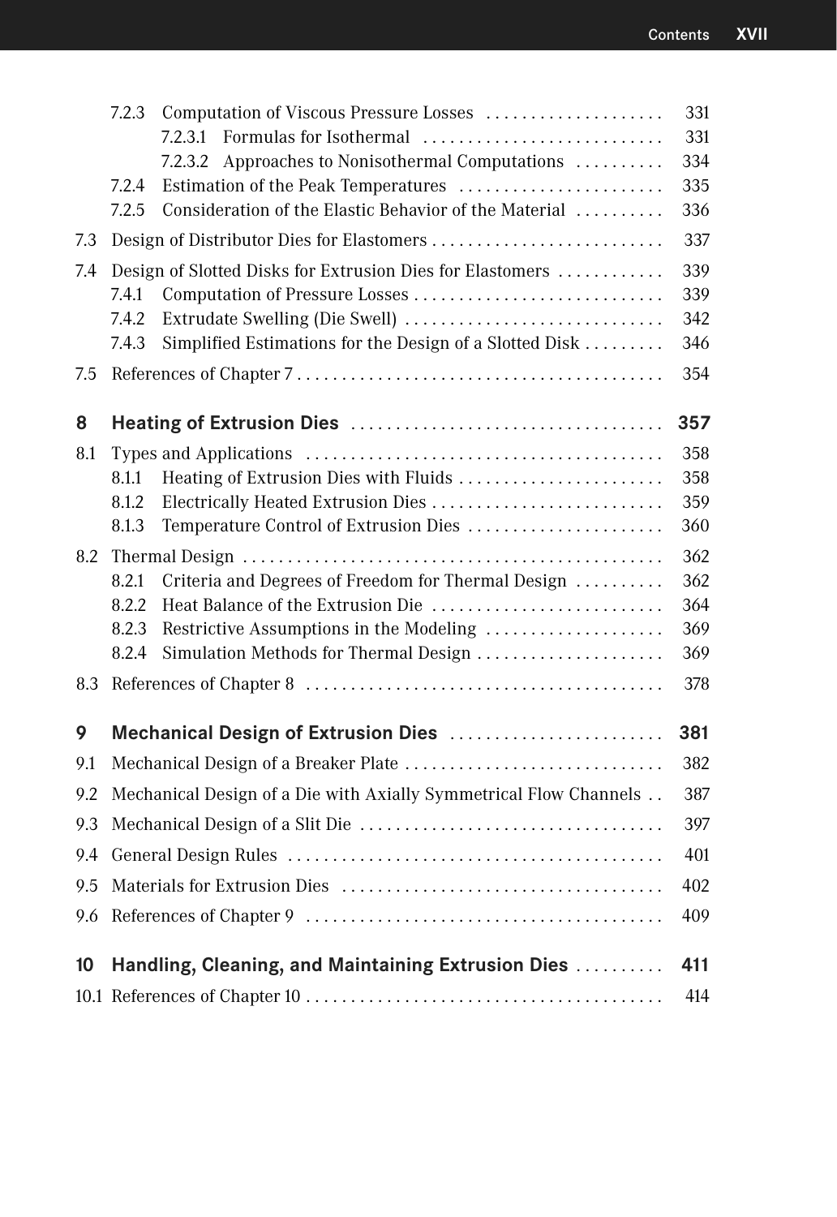7.2.3 Computation of Viscous Pressure Losses .................... 331
 7.2.3.1 Formulas for Isothermal ........................... 331
 7.2.3.2 Approaches to Nonisothermal Computations .......... 334
7.2.4 Estimation of the Peak Temperatures ....................... 335
7.2.5 Consideration of the Elastic Behavior of the Material .......... 336

7.3 Design of Distributor Dies for Elastomers .......................... 337

7.4 Design of Slotted Disks for Extrusion Dies for Elastomers ............ 339
7.4.1 Computation of Pressure Losses ............................ 339
7.4.2 Extrudate Swelling (Die Swell) ............................. 342
7.4.3 Simplified Estimations for the Design of a Slotted Disk ......... 346

7.5 References of Chapter 7 ......................................... 354

**8 Heating of Extrusion Dies ................................... 357**

8.1 Types and Applications ........................................ 358
8.1.1 Heating of Extrusion Dies with Fluids ....................... 358
8.1.2 Electrically Heated Extrusion Dies .......................... 359
8.1.3 Temperature Control of Extrusion Dies ...................... 360

8.2 Thermal Design ............................................... 362
8.2.1 Criteria and Degrees of Freedom for Thermal Design .......... 362
8.2.2 Heat Balance of the Extrusion Die .......................... 364
8.2.3 Restrictive Assumptions in the Modeling .................... 369
8.2.4 Simulation Methods for Thermal Design ..................... 369

8.3 References of Chapter 8 ........................................ 378

**9 Mechanical Design of Extrusion Dies ........................ 381**

9.1 Mechanical Design of a Breaker Plate ............................. 382

9.2 Mechanical Design of a Die with Axially Symmetrical Flow Channels .. 387

9.3 Mechanical Design of a Slit Die .................................. 397

9.4 General Design Rules .......................................... 401

9.5 Materials for Extrusion Dies .................................... 402

9.6 References of Chapter 9 ........................................ 409

**10 Handling, Cleaning, and Maintaining Extrusion Dies .......... 411**

10.1 References of Chapter 10 ........................................ 414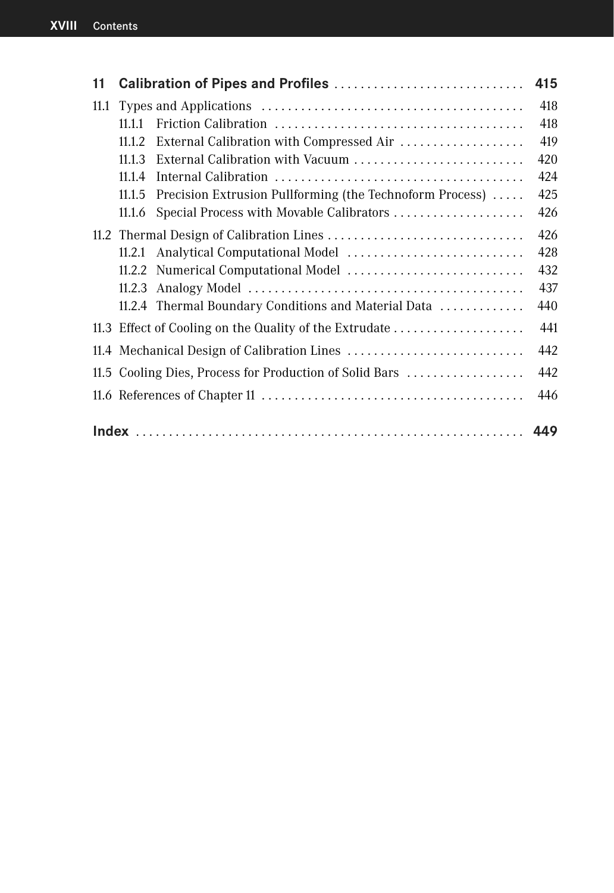**11 Calibration of Pipes and Profiles** . . . . . . . . . . . . . . . . . . . . . . . . . . . . . **415**

11.1 Types and Applications . . . . . . . . . . . . . . . . . . . . . . . . . . . . . . . . . . . . . . . . 418

11.1.1 Friction Calibration . . . . . . . . . . . . . . . . . . . . . . . . . . . . . . . . . . . . . . 418

11.1.2 External Calibration with Compressed Air . . . . . . . . . . . . . . . . . . . 419

11.1.3 External Calibration with Vacuum . . . . . . . . . . . . . . . . . . . . . . . . . . 420

11.1.4 Internal Calibration . . . . . . . . . . . . . . . . . . . . . . . . . . . . . . . . . . . . . . 424

11.1.5 Precision Extrusion Pullforming (the Technoform Process) . . . . . 425

11.1.6 Special Process with Movable Calibrators . . . . . . . . . . . . . . . . . . . . 426

11.2 Thermal Design of Calibration Lines . . . . . . . . . . . . . . . . . . . . . . . . . . . . . . 426

11.2.1 Analytical Computational Model . . . . . . . . . . . . . . . . . . . . . . . . . . . 428

11.2.2 Numerical Computational Model . . . . . . . . . . . . . . . . . . . . . . . . . . . 432

11.2.3 Analogy Model . . . . . . . . . . . . . . . . . . . . . . . . . . . . . . . . . . . . . . . . . . 437

11.2.4 Thermal Boundary Conditions and Material Data . . . . . . . . . . . . . 440

11.3 Effect of Cooling on the Quality of the Extrudate . . . . . . . . . . . . . . . . . . . . 441

11.4 Mechanical Design of Calibration Lines . . . . . . . . . . . . . . . . . . . . . . . . . . . 442

11.5 Cooling Dies, Process for Production of Solid Bars . . . . . . . . . . . . . . . . . . 442

11.6 References of Chapter 11 . . . . . . . . . . . . . . . . . . . . . . . . . . . . . . . . . . . . . . . . 446

**Index** . . . . . . . . . . . . . . . . . . . . . . . . . . . . . . . . . . . . . . . . . . . . . . . . . . . . . . . . . . . **449**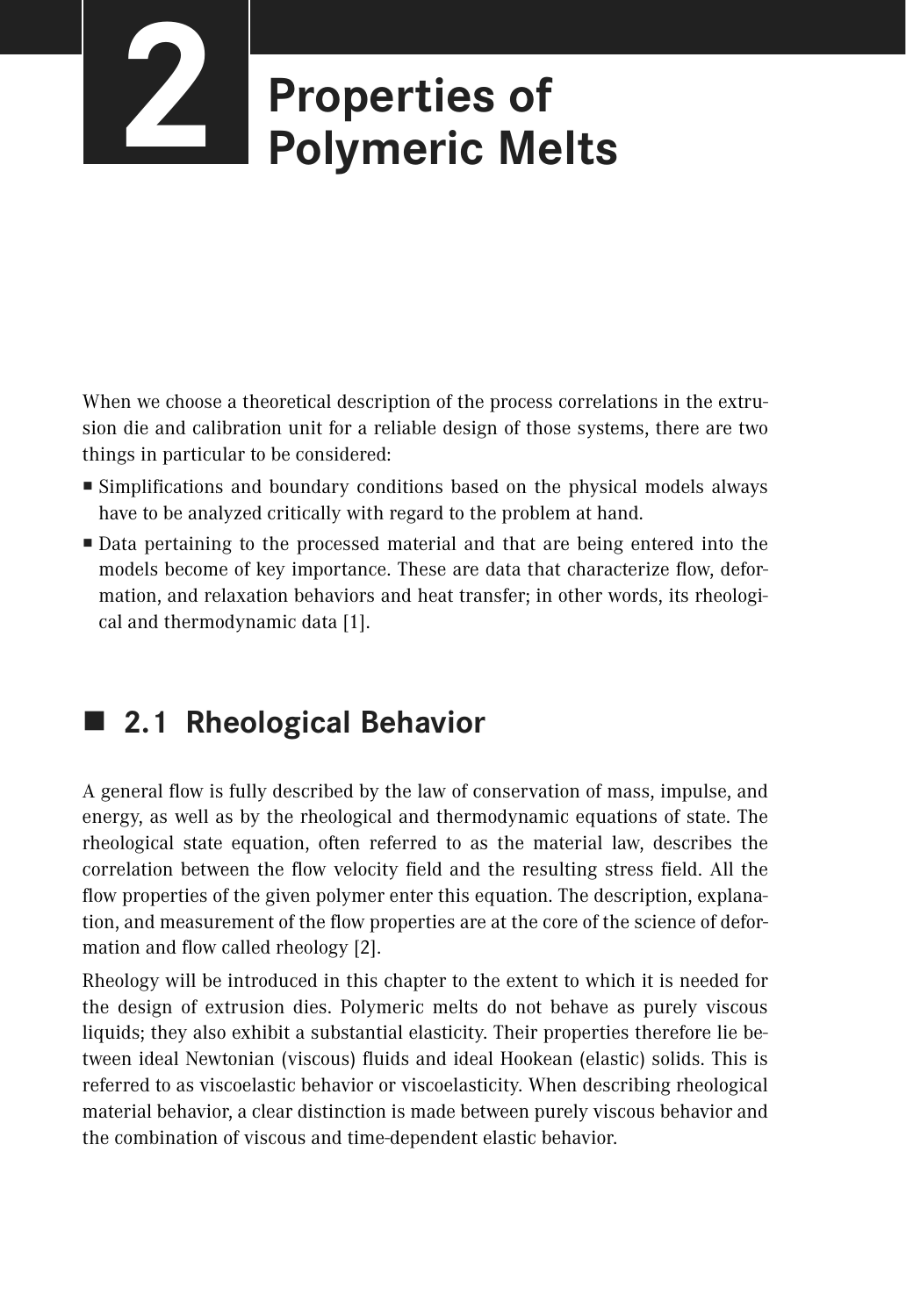# 2 Properties of Polymeric Melts

When we choose a theoretical description of the process correlations in the extrusion die and calibration unit for a reliable design of those systems, there are two things in particular to be considered:

- Simplifications and boundary conditions based on the physical models always have to be analyzed critically with regard to the problem at hand.
- Data pertaining to the processed material and that are being entered into the models become of key importance. These are data that characterize flow, deformation, and relaxation behaviors and heat transfer; in other words, its rheological and thermodynamic data [1].

## 2.1 Rheological Behavior

A general flow is fully described by the law of conservation of mass, impulse, and energy, as well as by the rheological and thermodynamic equations of state. The rheological state equation, often referred to as the material law, describes the correlation between the flow velocity field and the resulting stress field. All the flow properties of the given polymer enter this equation. The description, explanation, and measurement of the flow properties are at the core of the science of deformation and flow called rheology [2].

Rheology will be introduced in this chapter to the extent to which it is needed for the design of extrusion dies. Polymeric melts do not behave as purely viscous liquids; they also exhibit a substantial elasticity. Their properties therefore lie between ideal Newtonian (viscous) fluids and ideal Hookean (elastic) solids. This is referred to as viscoelastic behavior or viscoelasticity. When describing rheological material behavior, a clear distinction is made between purely viscous behavior and the combination of viscous and time-dependent elastic behavior.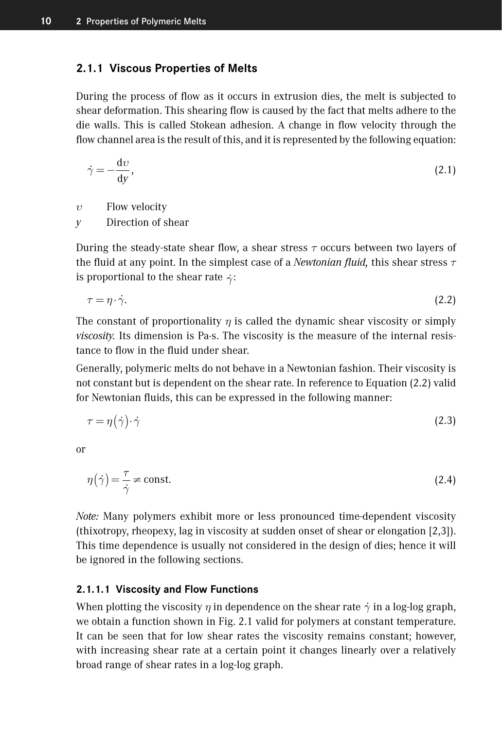### 2.1.1 Viscous Properties of Melts

During the process of flow as it occurs in extrusion dies, the melt is subjected to shear deformation. This shearing flow is caused by the fact that melts adhere to the die walls. This is called Stokean adhesion. A change in flow velocity through the flow channel area is the result of this, and it is represented by the following equation:

$$\dot{\gamma} = -\frac{\mathrm{d}v}{\mathrm{d}y}, \tag{2.1}$$

$v$ Flow velocity
$y$ Direction of shear

During the steady-state shear flow, a shear stress $\tau$ occurs between two layers of the fluid at any point. In the simplest case of a *Newtonian fluid,* this shear stress $\tau$ is proportional to the shear rate $\dot{\gamma}$:

$$\tau = \eta \cdot \dot{\gamma}. \tag{2.2}$$

The constant of proportionality $\eta$ is called the dynamic shear viscosity or simply *viscosity.* Its dimension is Pa·s. The viscosity is the measure of the internal resistance to flow in the fluid under shear.

Generally, polymeric melts do not behave in a Newtonian fashion. Their viscosity is not constant but is dependent on the shear rate. In reference to Equation (2.2) valid for Newtonian fluids, this can be expressed in the following manner:

$$\tau = \eta(\dot{\gamma}) \cdot \dot{\gamma} \tag{2.3}$$

or

$$\eta(\dot{\gamma}) = \frac{\tau}{\dot{\gamma}} \neq \text{const.} \tag{2.4}$$

*Note:* Many polymers exhibit more or less pronounced time-dependent viscosity (thixotropy, rheopexy, lag in viscosity at sudden onset of shear or elongation [2,3]). This time dependence is usually not considered in the design of dies; hence it will be ignored in the following sections.

#### 2.1.1.1 Viscosity and Flow Functions

When plotting the viscosity $\eta$ in dependence on the shear rate $\dot{\gamma}$ in a log-log graph, we obtain a function shown in Fig. 2.1 valid for polymers at constant temperature. It can be seen that for low shear rates the viscosity remains constant; however, with increasing shear rate at a certain point it changes linearly over a relatively broad range of shear rates in a log-log graph.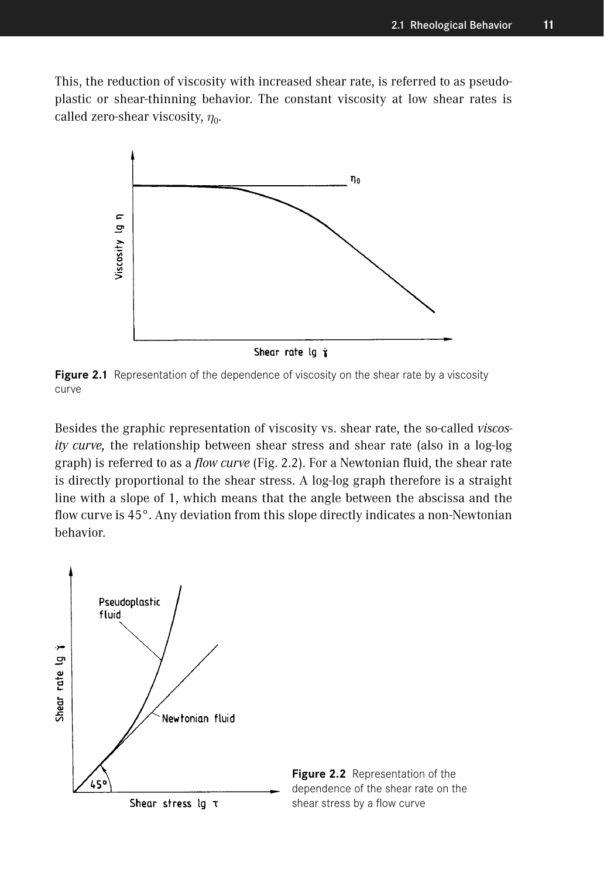This, the reduction of viscosity with increased shear rate, is referred to as pseudoplastic or shear-thinning behavior. The constant viscosity at low shear rates is called zero-shear viscosity, $\eta_0$.

**Figure 2.1** Representation of the dependence of viscosity on the shear rate by a viscosity curve

Besides the graphic representation of viscosity vs. shear rate, the so-called *viscosity curve,* the relationship between shear stress and shear rate (also in a log-log graph) is referred to as a *flow curve* (Fig. 2.2). For a Newtonian fluid, the shear rate is directly proportional to the shear stress. A log-log graph therefore is a straight line with a slope of 1, which means that the angle between the abscissa and the flow curve is 45°. Any deviation from this slope directly indicates a non-Newtonian behavior.

**Figure 2.2** Representation of the dependence of the shear rate on the shear stress by a flow curve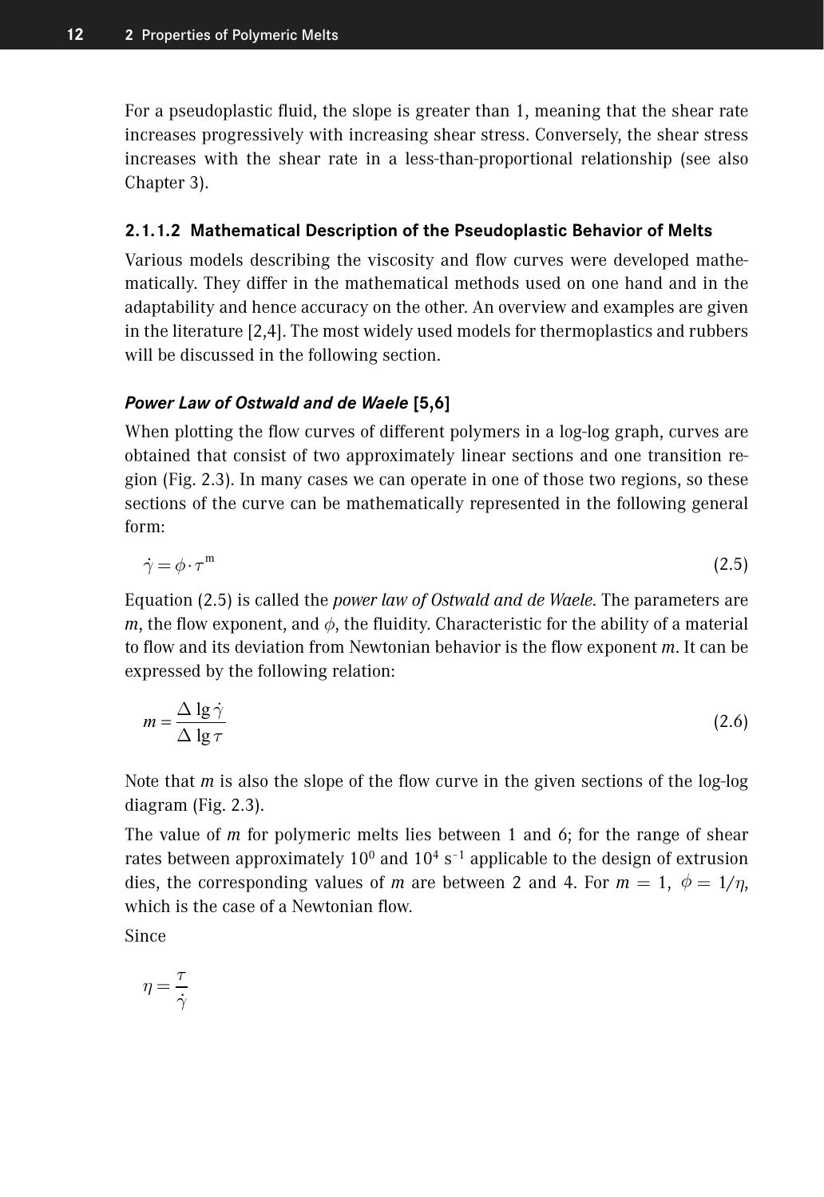For a pseudoplastic fluid, the slope is greater than 1, meaning that the shear rate increases progressively with increasing shear stress. Conversely, the shear stress increases with the shear rate in a less-than-proportional relationship (see also Chapter 3).

### 2.1.1.2 Mathematical Description of the Pseudoplastic Behavior of Melts

Various models describing the viscosity and flow curves were developed mathematically. They differ in the mathematical methods used on one hand and in the adaptability and hence accuracy on the other. An overview and examples are given in the literature [2,4]. The most widely used models for thermoplastics and rubbers will be discussed in the following section.

#### *Power Law of Ostwald and de Waele* [5,6]

When plotting the flow curves of different polymers in a log-log graph, curves are obtained that consist of two approximately linear sections and one transition region (Fig. 2.3). In many cases we can operate in one of those two regions, so these sections of the curve can be mathematically represented in the following general form:

$$\dot{\gamma} = \phi \cdot \tau^{m} \tag{2.5}$$

Equation (2.5) is called the *power law of Ostwald and de Waele*. The parameters are $m$, the flow exponent, and $\phi$, the fluidity. Characteristic for the ability of a material to flow and its deviation from Newtonian behavior is the flow exponent $m$. It can be expressed by the following relation:

$$m = \frac{\Delta \lg \dot{\gamma}}{\Delta \lg \tau} \tag{2.6}$$

Note that $m$ is also the slope of the flow curve in the given sections of the log-log diagram (Fig. 2.3).

The value of $m$ for polymeric melts lies between 1 and 6; for the range of shear rates between approximately $10^0$ and $10^4$ $s^{-1}$ applicable to the design of extrusion dies, the corresponding values of $m$ are between 2 and 4. For $m = 1$, $\phi = 1/\eta$, which is the case of a Newtonian flow.

Since

$$\eta = \frac{\tau}{\dot{\gamma}}$$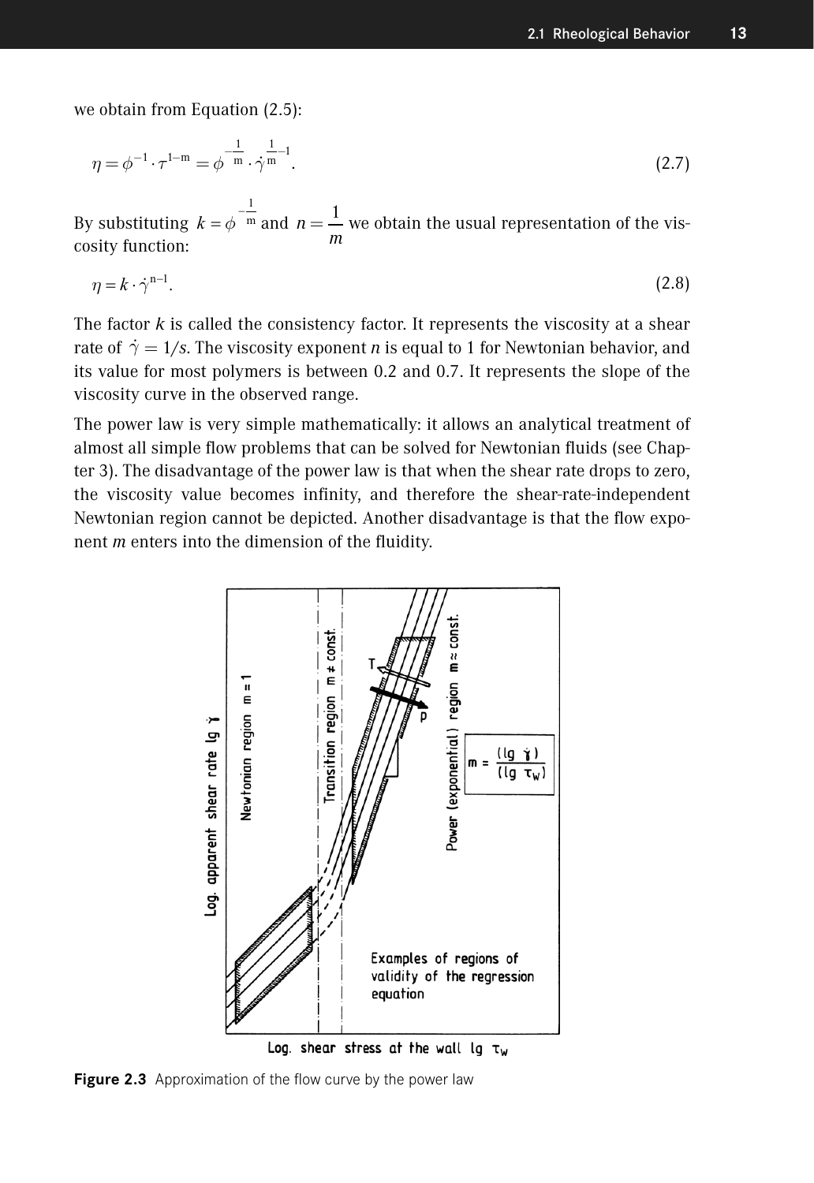we obtain from Equation (2.5):

$$\eta = \phi^{-1} \cdot \tau^{1-m} = \phi^{-\frac{1}{m}} \cdot \dot{\gamma}^{\frac{1}{m}-1}. \tag{2.7}$$

By substituting $k = \phi^{-\frac{1}{m}}$ and $n = \dfrac{1}{m}$ we obtain the usual representation of the viscosity function:

$$\eta = k \cdot \dot{\gamma}^{n-1}. \tag{2.8}$$

The factor $k$ is called the consistency factor. It represents the viscosity at a shear rate of $\dot{\gamma} = 1/s$. The viscosity exponent $n$ is equal to 1 for Newtonian behavior, and its value for most polymers is between 0.2 and 0.7. It represents the slope of the viscosity curve in the observed range.

The power law is very simple mathematically: it allows an analytical treatment of almost all simple flow problems that can be solved for Newtonian fluids (see Chapter 3). The disadvantage of the power law is that when the shear rate drops to zero, the viscosity value becomes infinity, and therefore the shear-rate-independent Newtonian region cannot be depicted. Another disadvantage is that the flow exponent $m$ enters into the dimension of the fluidity.

**Figure 2.3** Approximation of the flow curve by the power law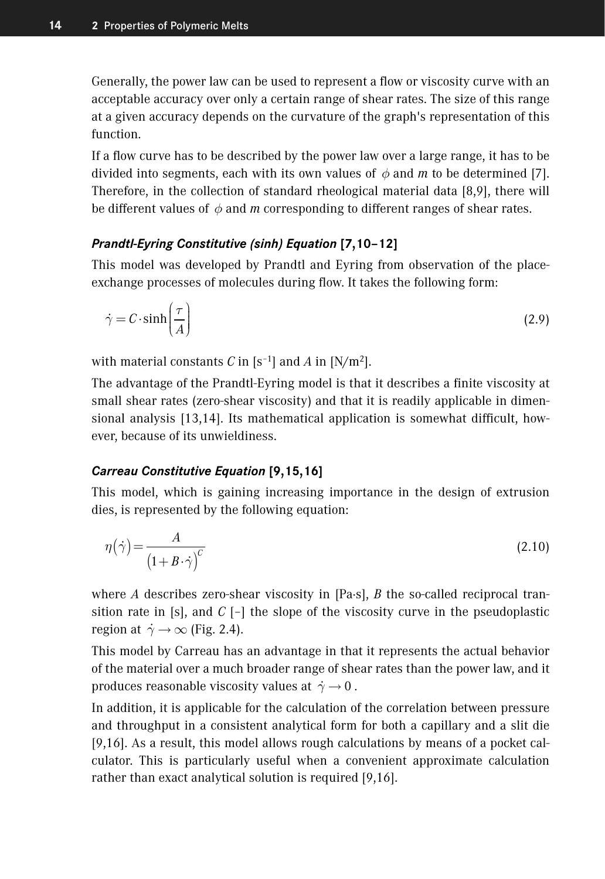Generally, the power law can be used to represent a flow or viscosity curve with an acceptable accuracy over only a certain range of shear rates. The size of this range at a given accuracy depends on the curvature of the graph's representation of this function.

If a flow curve has to be described by the power law over a large range, it has to be divided into segments, each with its own values of $\phi$ and $m$ to be determined [7]. Therefore, in the collection of standard rheological material data [8,9], there will be different values of $\phi$ and $m$ corresponding to different ranges of shear rates.

#### *Prandtl-Eyring Constitutive (sinh) Equation* [7,10–12]

This model was developed by Prandtl and Eyring from observation of the place-exchange processes of molecules during flow. It takes the following form:

$$\dot{\gamma} = C \cdot \sinh\left(\frac{\tau}{A}\right) \tag{2.9}$$

with material constants $C$ in [$s^{-1}$] and $A$ in [$N/m^2$].

The advantage of the Prandtl-Eyring model is that it describes a finite viscosity at small shear rates (zero-shear viscosity) and that it is readily applicable in dimensional analysis [13,14]. Its mathematical application is somewhat difficult, however, because of its unwieldiness.

#### *Carreau Constitutive Equation* [9,15,16]

This model, which is gaining increasing importance in the design of extrusion dies, is represented by the following equation:

$$\eta(\dot{\gamma}) = \frac{A}{\left(1 + B \cdot \dot{\gamma}\right)^{C}} \tag{2.10}$$

where $A$ describes zero-shear viscosity in [Pa·s], $B$ the so-called reciprocal transition rate in [s], and $C$ [–] the slope of the viscosity curve in the pseudoplastic region at $\dot{\gamma} \to \infty$ (Fig. 2.4).

This model by Carreau has an advantage in that it represents the actual behavior of the material over a much broader range of shear rates than the power law, and it produces reasonable viscosity values at $\dot{\gamma} \to 0$.

In addition, it is applicable for the calculation of the correlation between pressure and throughput in a consistent analytical form for both a capillary and a slit die [9,16]. As a result, this model allows rough calculations by means of a pocket calculator. This is particularly useful when a convenient approximate calculation rather than exact analytical solution is required [9,16].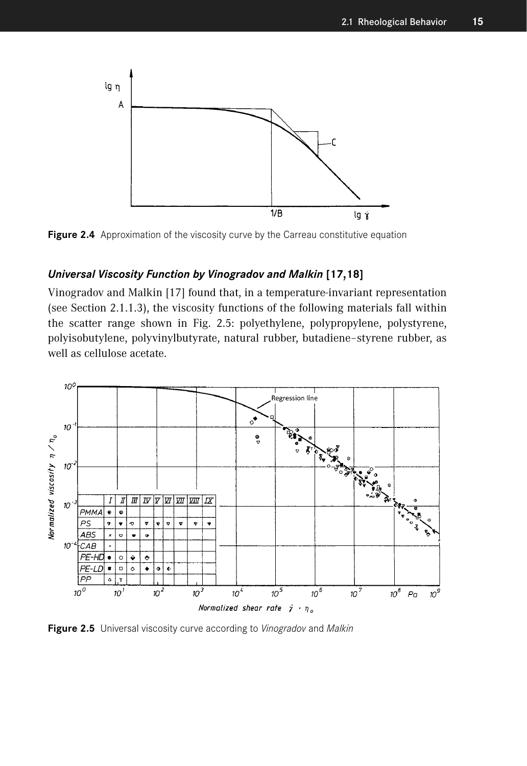**Figure 2.4** Approximation of the viscosity curve by the Carreau constitutive equation

### *Universal Viscosity Function by Vinogradov and Malkin* [17,18]

Vinogradov and Malkin [17] found that, in a temperature-invariant representation (see Section 2.1.1.3), the viscosity functions of the following materials fall within the scatter range shown in Fig. 2.5: polyethylene, polypropylene, polystyrene, polyisobutylene, polyvinylbutyrate, natural rubber, butadiene–styrene rubber, as well as cellulose acetate.

**Figure 2.5** Universal viscosity curve according to *Vinogradov* and *Malkin*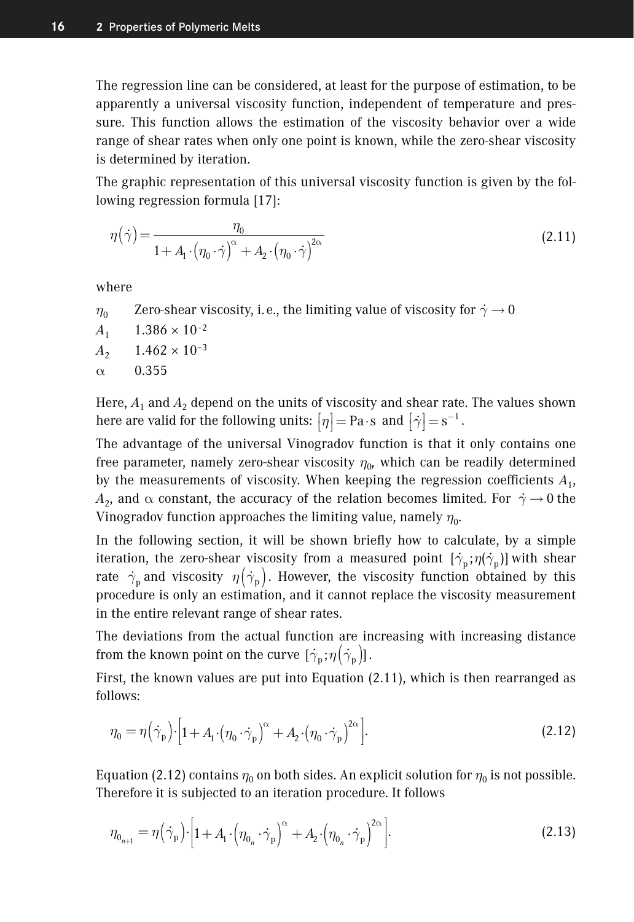The regression line can be considered, at least for the purpose of estimation, to be apparently a universal viscosity function, independent of temperature and pressure. This function allows the estimation of the viscosity behavior over a wide range of shear rates when only one point is known, while the zero-shear viscosity is determined by iteration.

The graphic representation of this universal viscosity function is given by the following regression formula [17]:

$$\eta(\dot{\gamma}) = \frac{\eta_0}{1 + A_1 \cdot (\eta_0 \cdot \dot{\gamma})^{\alpha} + A_2 \cdot (\eta_0 \cdot \dot{\gamma})^{2\alpha}} \tag{2.11}$$

where

- $\eta_0$ Zero-shear viscosity, i.e., the limiting value of viscosity for $\dot{\gamma} \to 0$
- $A_1$ $1.386 \times 10^{-2}$
- $A_2$ $1.462 \times 10^{-3}$
- $\alpha$ 0.355

Here, $A_1$ and $A_2$ depend on the units of viscosity and shear rate. The values shown here are valid for the following units: $[\eta] = \text{Pa} \cdot \text{s}$ and $[\dot{\gamma}] = \text{s}^{-1}$.

The advantage of the universal Vinogradov function is that it only contains one free parameter, namely zero-shear viscosity $\eta_0$, which can be readily determined by the measurements of viscosity. When keeping the regression coefficients $A_1$, $A_2$, and $\alpha$ constant, the accuracy of the relation becomes limited. For $\dot{\gamma} \to 0$ the Vinogradov function approaches the limiting value, namely $\eta_0$.

In the following section, it will be shown briefly how to calculate, by a simple iteration, the zero-shear viscosity from a measured point $[\dot{\gamma}_p; \eta(\dot{\gamma}_p)]$ with shear rate $\dot{\gamma}_p$ and viscosity $\eta(\dot{\gamma}_p)$. However, the viscosity function obtained by this procedure is only an estimation, and it cannot replace the viscosity measurement in the entire relevant range of shear rates.

The deviations from the actual function are increasing with increasing distance from the known point on the curve $[\dot{\gamma}_p; \eta(\dot{\gamma}_p)]$.

First, the known values are put into Equation (2.11), which is then rearranged as follows:

$$\eta_0 = \eta(\dot{\gamma}_p) \cdot \left[1 + A_1 \cdot (\eta_0 \cdot \dot{\gamma}_p)^{\alpha} + A_2 \cdot (\eta_0 \cdot \dot{\gamma}_p)^{2\alpha}\right]. \tag{2.12}$$

Equation (2.12) contains $\eta_0$ on both sides. An explicit solution for $\eta_0$ is not possible. Therefore it is subjected to an iteration procedure. It follows

$$\eta_{0_{n+1}} = \eta(\dot{\gamma}_p) \cdot \left[1 + A_1 \cdot (\eta_{0_n} \cdot \dot{\gamma}_p)^{\alpha} + A_2 \cdot (\eta_{0_n} \cdot \dot{\gamma}_p)^{2\alpha}\right]. \tag{2.13}$$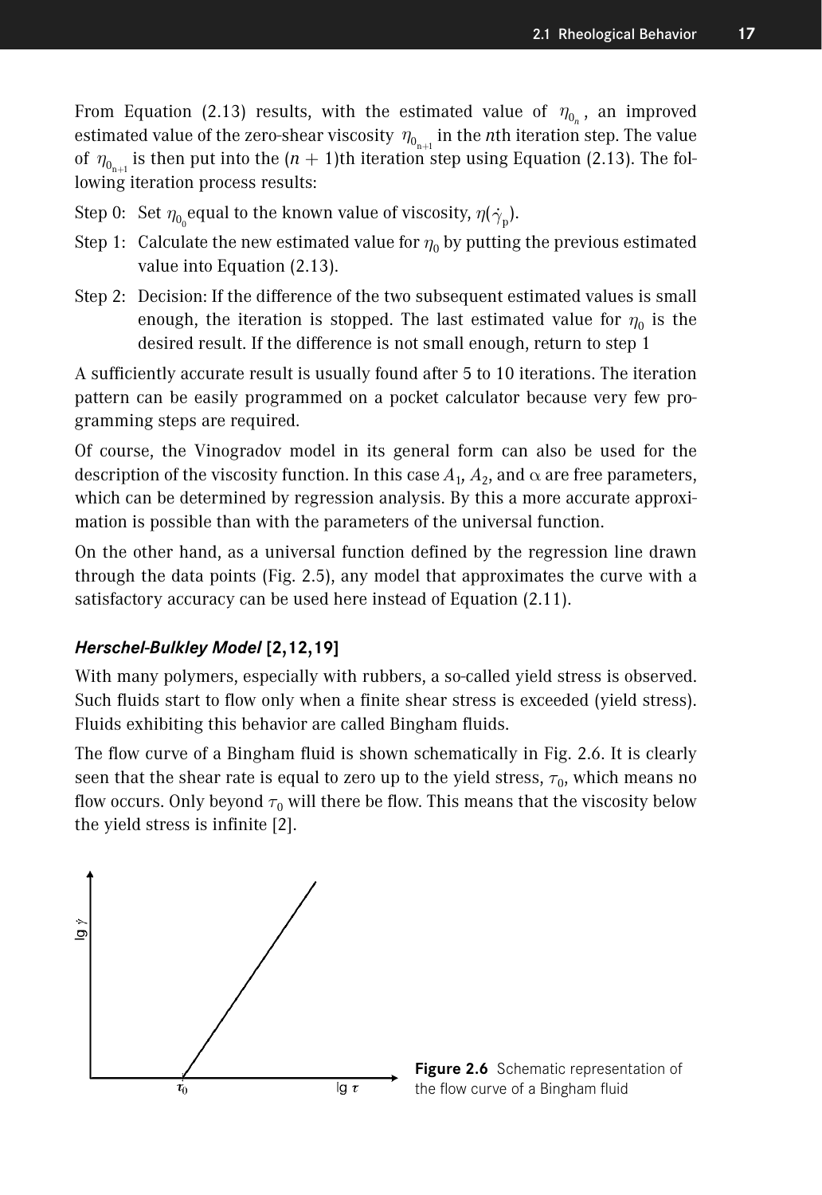From Equation (2.13) results, with the estimated value of $\eta_{0_n}$, an improved estimated value of the zero-shear viscosity $\eta_{0_{n+1}}$ in the $n$th iteration step. The value of $\eta_{0_{n+1}}$ is then put into the ($n + 1$)th iteration step using Equation (2.13). The following iteration process results:

Step 0: Set $\eta_{0_0}$ equal to the known value of viscosity, $\eta(\dot{\gamma}_p)$.

Step 1: Calculate the new estimated value for $\eta_0$ by putting the previous estimated value into Equation (2.13).

Step 2: Decision: If the difference of the two subsequent estimated values is small enough, the iteration is stopped. The last estimated value for $\eta_0$ is the desired result. If the difference is not small enough, return to step 1

A sufficiently accurate result is usually found after 5 to 10 iterations. The iteration pattern can be easily programmed on a pocket calculator because very few programming steps are required.

Of course, the Vinogradov model in its general form can also be used for the description of the viscosity function. In this case $A_1$, $A_2$, and $\alpha$ are free parameters, which can be determined by regression analysis. By this a more accurate approximation is possible than with the parameters of the universal function.

On the other hand, as a universal function defined by the regression line drawn through the data points (Fig. 2.5), any model that approximates the curve with a satisfactory accuracy can be used here instead of Equation (2.11).

#### *Herschel-Bulkley Model* [2,12,19]

With many polymers, especially with rubbers, a so-called yield stress is observed. Such fluids start to flow only when a finite shear stress is exceeded (yield stress). Fluids exhibiting this behavior are called Bingham fluids.

The flow curve of a Bingham fluid is shown schematically in Fig. 2.6. It is clearly seen that the shear rate is equal to zero up to the yield stress, $\tau_0$, which means no flow occurs. Only beyond $\tau_0$ will there be flow. This means that the viscosity below the yield stress is infinite [2].

**Figure 2.6** Schematic representation of the flow curve of a Bingham fluid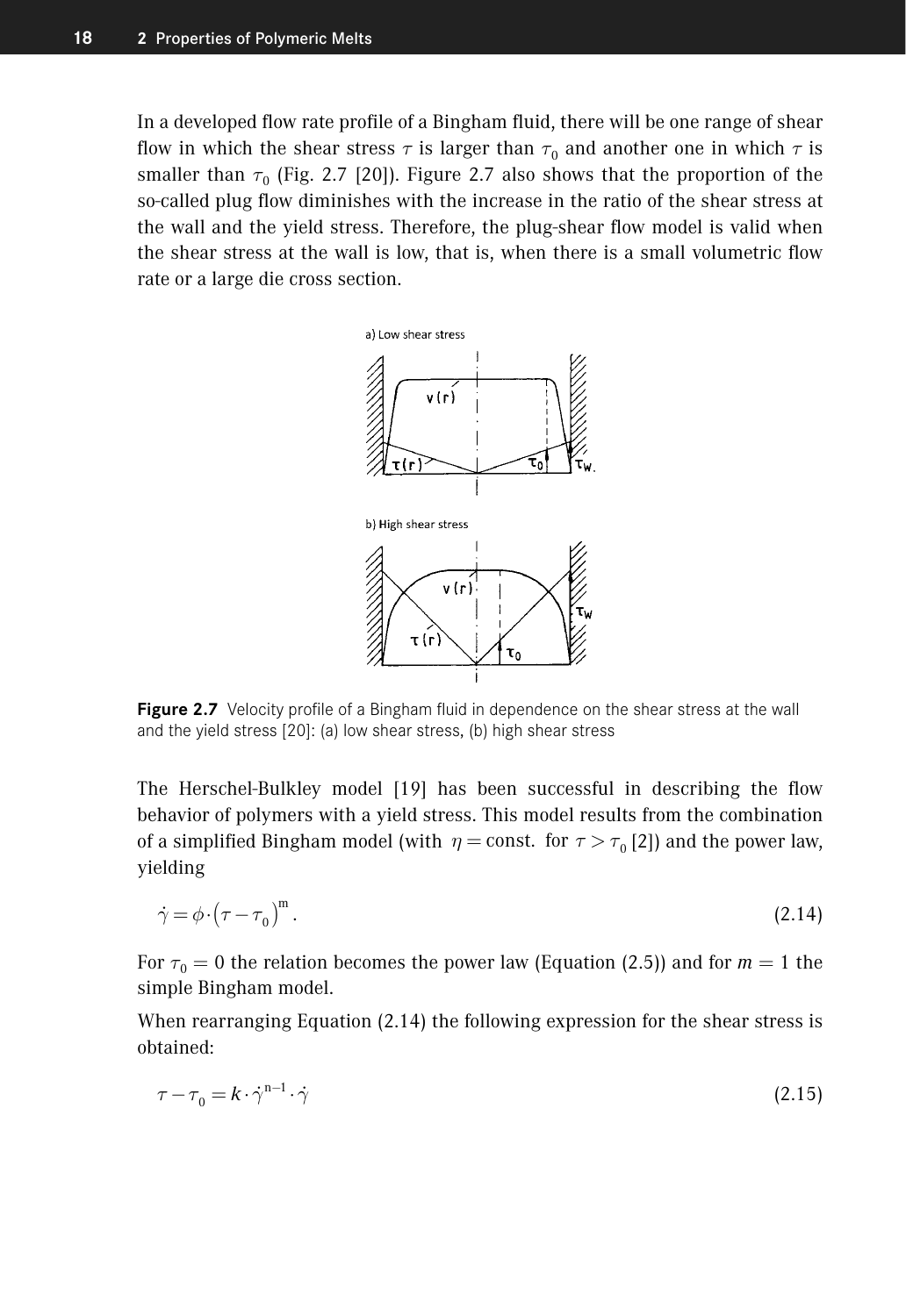In a developed flow rate profile of a Bingham fluid, there will be one range of shear flow in which the shear stress $\tau$ is larger than $\tau_0$ and another one in which $\tau$ is smaller than $\tau_0$ (Fig. 2.7 [20]). Figure 2.7 also shows that the proportion of the so-called plug flow diminishes with the increase in the ratio of the shear stress at the wall and the yield stress. Therefore, the plug-shear flow model is valid when the shear stress at the wall is low, that is, when there is a small volumetric flow rate or a large die cross section.

**Figure 2.7** Velocity profile of a Bingham fluid in dependence on the shear stress at the wall and the yield stress [20]: (a) low shear stress, (b) high shear stress

The Herschel-Bulkley model [19] has been successful in describing the flow behavior of polymers with a yield stress. This model results from the combination of a simplified Bingham model (with $\eta = \text{const.}$ for $\tau > \tau_0$ [2]) and the power law, yielding

$$\dot{\gamma} = \phi \cdot \left(\tau - \tau_0\right)^{m}. \tag{2.14}$$

For $\tau_0 = 0$ the relation becomes the power law (Equation (2.5)) and for $m = 1$ the simple Bingham model.

When rearranging Equation (2.14) the following expression for the shear stress is obtained:

$$\tau - \tau_0 = k \cdot \dot{\gamma}^{n-1} \cdot \dot{\gamma} \tag{2.15}$$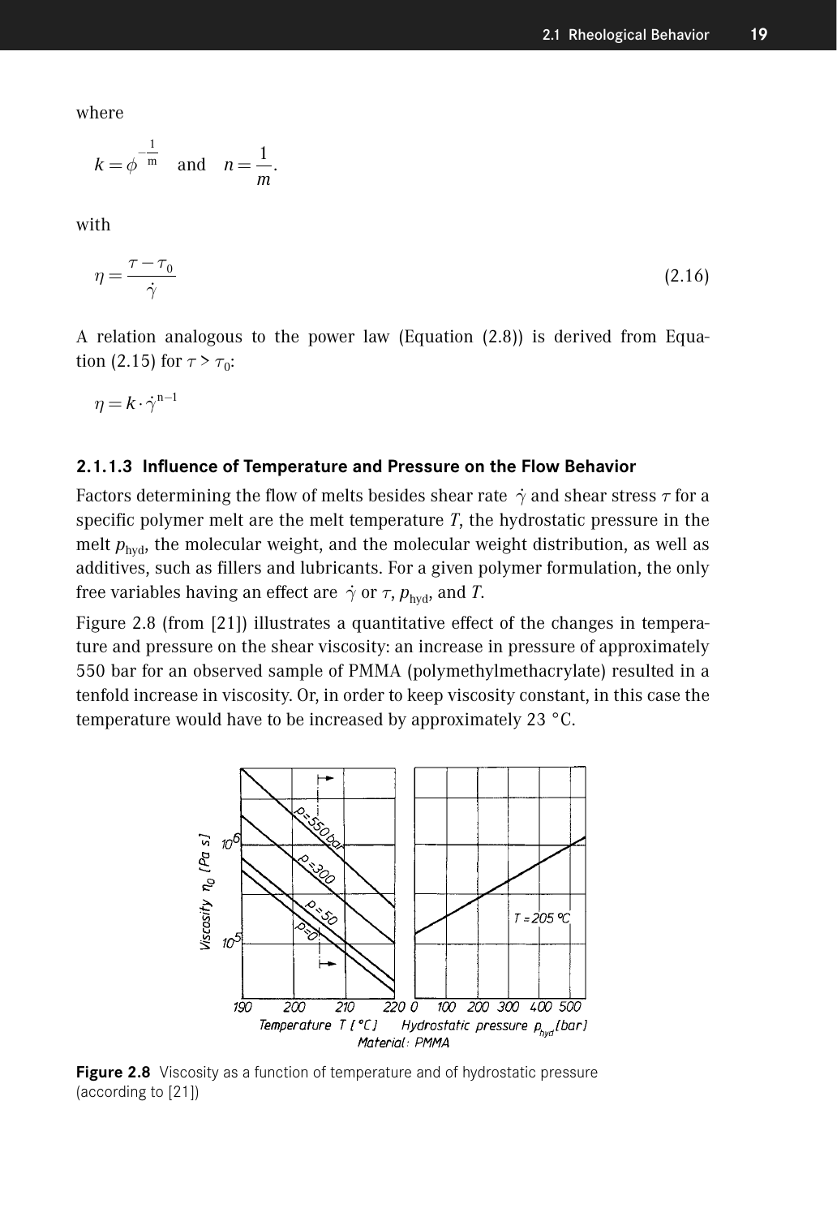where

$$k = \phi^{-\frac{1}{m}} \quad \text{and} \quad n = \frac{1}{m}.$$

with

$$\eta = \frac{\tau - \tau_0}{\dot{\gamma}} \tag{2.16}$$

A relation analogous to the power law (Equation (2.8)) is derived from Equation (2.15) for $\tau > \tau_0$:

$$\eta = k \cdot \dot{\gamma}^{n-1}$$

#### 2.1.1.3 Influence of Temperature and Pressure on the Flow Behavior

Factors determining the flow of melts besides shear rate $\dot{\gamma}$ and shear stress $\tau$ for a specific polymer melt are the melt temperature $T$, the hydrostatic pressure in the melt $p_{hyd}$, the molecular weight, and the molecular weight distribution, as well as additives, such as fillers and lubricants. For a given polymer formulation, the only free variables having an effect are $\dot{\gamma}$ or $\tau$, $p_{hyd}$, and $T$.

Figure 2.8 (from [21]) illustrates a quantitative effect of the changes in temperature and pressure on the shear viscosity: an increase in pressure of approximately 550 bar for an observed sample of PMMA (polymethylmethacrylate) resulted in a tenfold increase in viscosity. Or, in order to keep viscosity constant, in this case the temperature would have to be increased by approximately 23 °C.

**Figure 2.8** Viscosity as a function of temperature and of hydrostatic pressure (according to [21])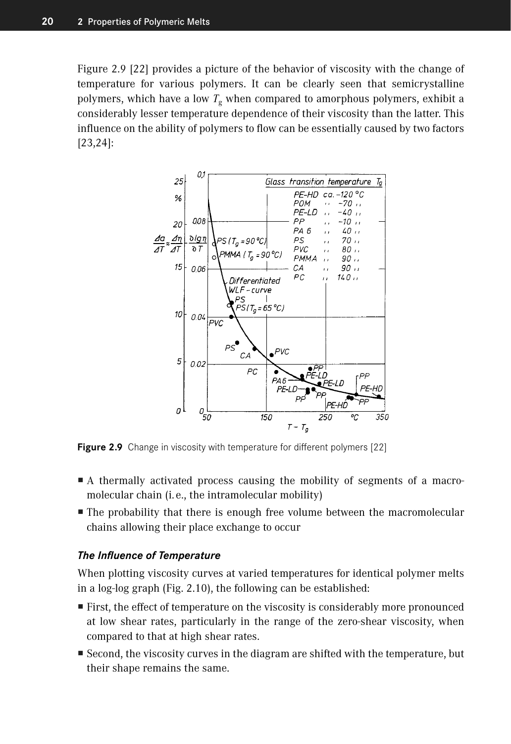Figure 2.9 [22] provides a picture of the behavior of viscosity with the change of temperature for various polymers. It can be clearly seen that semicrystalline polymers, which have a low $T_g$ when compared to amorphous polymers, exhibit a considerably lesser temperature dependence of their viscosity than the latter. This influence on the ability of polymers to flow can be essentially caused by two factors [23,24]:

**Figure 2.9** Change in viscosity with temperature for different polymers [22]

- A thermally activated process causing the mobility of segments of a macromolecular chain (i. e., the intramolecular mobility)
- The probability that there is enough free volume between the macromolecular chains allowing their place exchange to occur

### *The Influence of Temperature*

When plotting viscosity curves at varied temperatures for identical polymer melts in a log-log graph (Fig. 2.10), the following can be established:

- First, the effect of temperature on the viscosity is considerably more pronounced at low shear rates, particularly in the range of the zero-shear viscosity, when compared to that at high shear rates.
- Second, the viscosity curves in the diagram are shifted with the temperature, but their shape remains the same.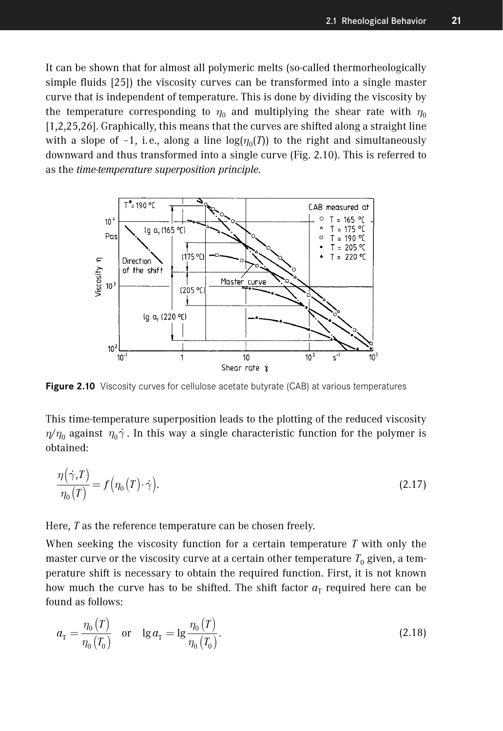It can be shown that for almost all polymeric melts (so-called thermorheologically simple fluids [25]) the viscosity curves can be transformed into a single master curve that is independent of temperature. This is done by dividing the viscosity by the temperature corresponding to $\eta_0$ and multiplying the shear rate with $\eta_0$ [1,2,25,26]. Graphically, this means that the curves are shifted along a straight line with a slope of –1, i.e., along a line $\log(\eta_0(T))$ to the right and simultaneously downward and thus transformed into a single curve (Fig. 2.10). This is referred to as the *time-temperature superposition principle*.

**Figure 2.10** Viscosity curves for cellulose acetate butyrate (CAB) at various temperatures

This time-temperature superposition leads to the plotting of the reduced viscosity $\eta/\eta_0$ against $\eta_0 \dot{\gamma}$. In this way a single characteristic function for the polymer is obtained:

$$\frac{\eta(\dot{\gamma},T)}{\eta_0(T)} = f\left(\eta_0(T)\cdot\dot{\gamma}\right). \tag{2.17}$$

Here, $T$ as the reference temperature can be chosen freely.

When seeking the viscosity function for a certain temperature $T$ with only the master curve or the viscosity curve at a certain other temperature $T_0$ given, a temperature shift is necessary to obtain the required function. First, it is not known how much the curve has to be shifted. The shift factor $a_T$ required here can be found as follows:

$$a_T = \frac{\eta_0(T)}{\eta_0(T_0)} \quad \text{or} \quad \lg a_T = \lg\frac{\eta_0(T)}{\eta_0(T_0)}. \tag{2.18}$$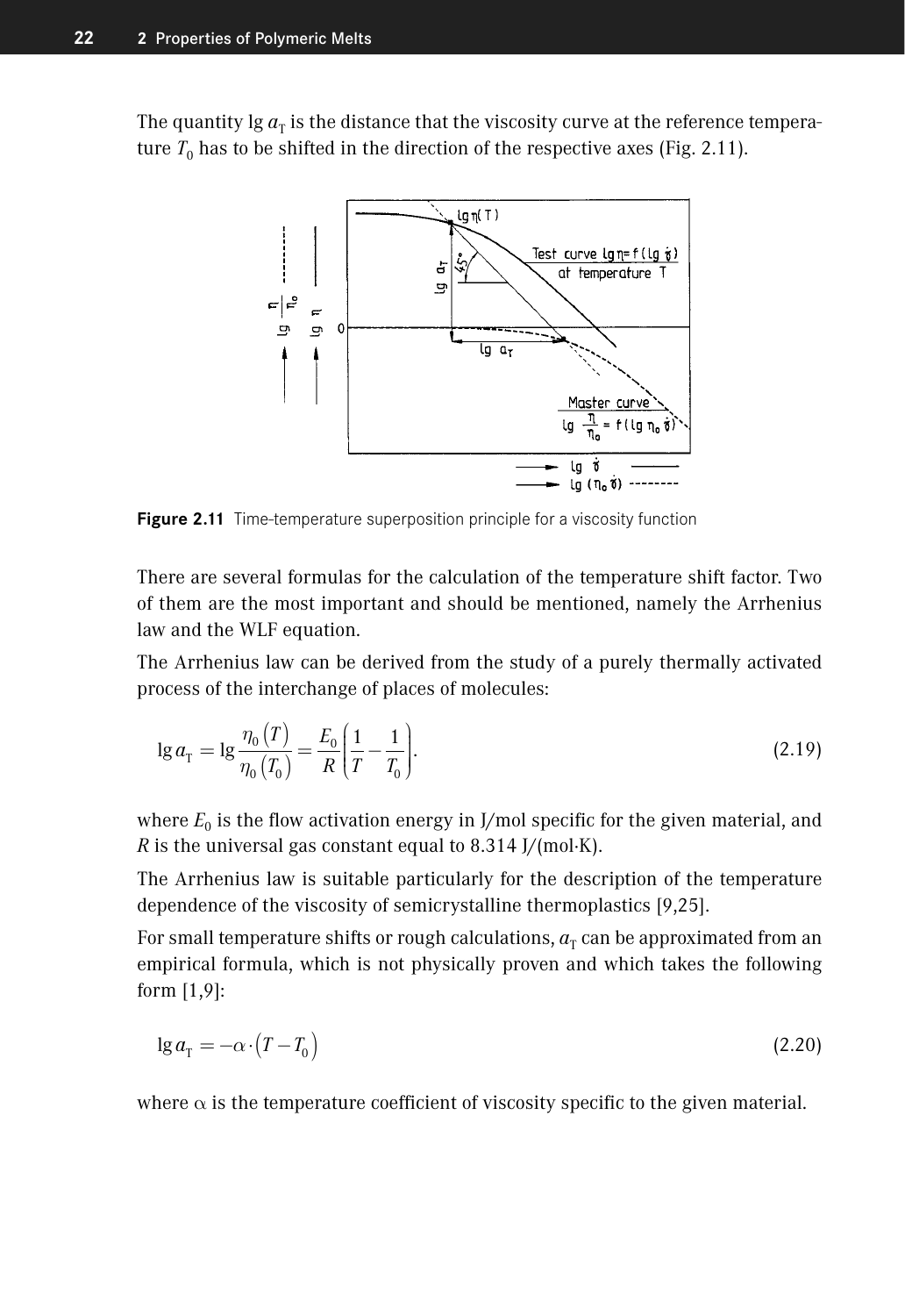The quantity $\lg a_T$ is the distance that the viscosity curve at the reference temperature $T_0$ has to be shifted in the direction of the respective axes (Fig. 2.11).

**Figure 2.11** Time-temperature superposition principle for a viscosity function

There are several formulas for the calculation of the temperature shift factor. Two of them are the most important and should be mentioned, namely the Arrhenius law and the WLF equation.

The Arrhenius law can be derived from the study of a purely thermally activated process of the interchange of places of molecules:

$$\lg a_T = \lg \frac{\eta_0(T)}{\eta_0(T_0)} = \frac{E_0}{R}\left(\frac{1}{T} - \frac{1}{T_0}\right). \tag{2.19}$$

where $E_0$ is the flow activation energy in J/mol specific for the given material, and $R$ is the universal gas constant equal to 8.314 J/(mol·K).

The Arrhenius law is suitable particularly for the description of the temperature dependence of the viscosity of semicrystalline thermoplastics [9,25].

For small temperature shifts or rough calculations, $a_T$ can be approximated from an empirical formula, which is not physically proven and which takes the following form [1,9]:

$$\lg a_T = -\alpha \cdot (T - T_0) \tag{2.20}$$

where $\alpha$ is the temperature coefficient of viscosity specific to the given material.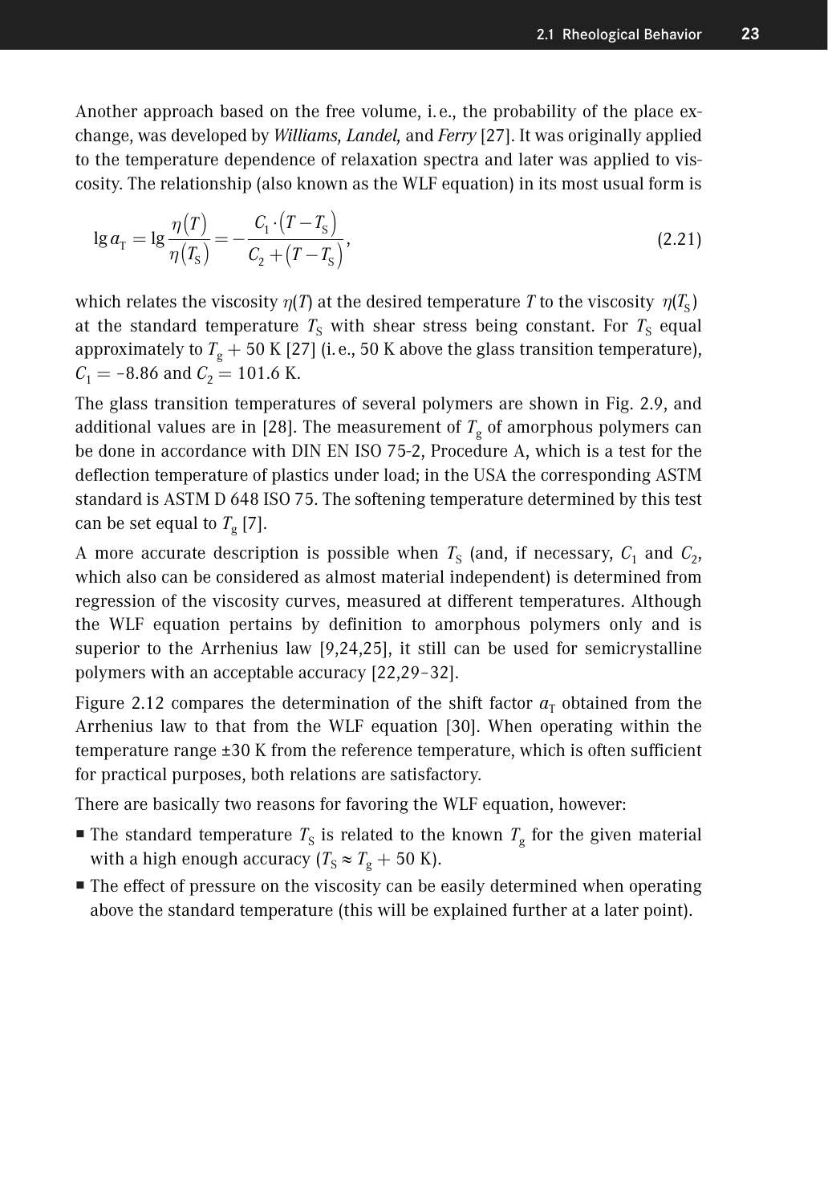Another approach based on the free volume, i. e., the probability of the place exchange, was developed by *Williams, Landel,* and *Ferry* [27]. It was originally applied to the temperature dependence of relaxation spectra and later was applied to viscosity. The relationship (also known as the WLF equation) in its most usual form is

$$\lg a_T = \lg \frac{\eta(T)}{\eta(T_S)} = -\frac{C_1 \cdot (T - T_S)}{C_2 + (T - T_S)}, \tag{2.21}$$

which relates the viscosity $\eta(T)$ at the desired temperature $T$ to the viscosity $\eta(T_S)$ at the standard temperature $T_S$ with shear stress being constant. For $T_S$ equal approximately to $T_g$ + 50 K [27] (i. e., 50 K above the glass transition temperature), $C_1$ = –8.86 and $C_2$ = 101.6 K.

The glass transition temperatures of several polymers are shown in Fig. 2.9, and additional values are in [28]. The measurement of $T_g$ of amorphous polymers can be done in accordance with DIN EN ISO 75-2, Procedure A, which is a test for the deflection temperature of plastics under load; in the USA the corresponding ASTM standard is ASTM D 648 ISO 75. The softening temperature determined by this test can be set equal to $T_g$ [7].

A more accurate description is possible when $T_S$ (and, if necessary, $C_1$ and $C_2$, which also can be considered as almost material independent) is determined from regression of the viscosity curves, measured at different temperatures. Although the WLF equation pertains by definition to amorphous polymers only and is superior to the Arrhenius law [9,24,25], it still can be used for semicrystalline polymers with an acceptable accuracy [22,29–32].

Figure 2.12 compares the determination of the shift factor $a_T$ obtained from the Arrhenius law to that from the WLF equation [30]. When operating within the temperature range ±30 K from the reference temperature, which is often sufficient for practical purposes, both relations are satisfactory.

There are basically two reasons for favoring the WLF equation, however:

- The standard temperature $T_S$ is related to the known $T_g$ for the given material with a high enough accuracy ($T_S \approx T_g$ + 50 K).
- The effect of pressure on the viscosity can be easily determined when operating above the standard temperature (this will be explained further at a later point).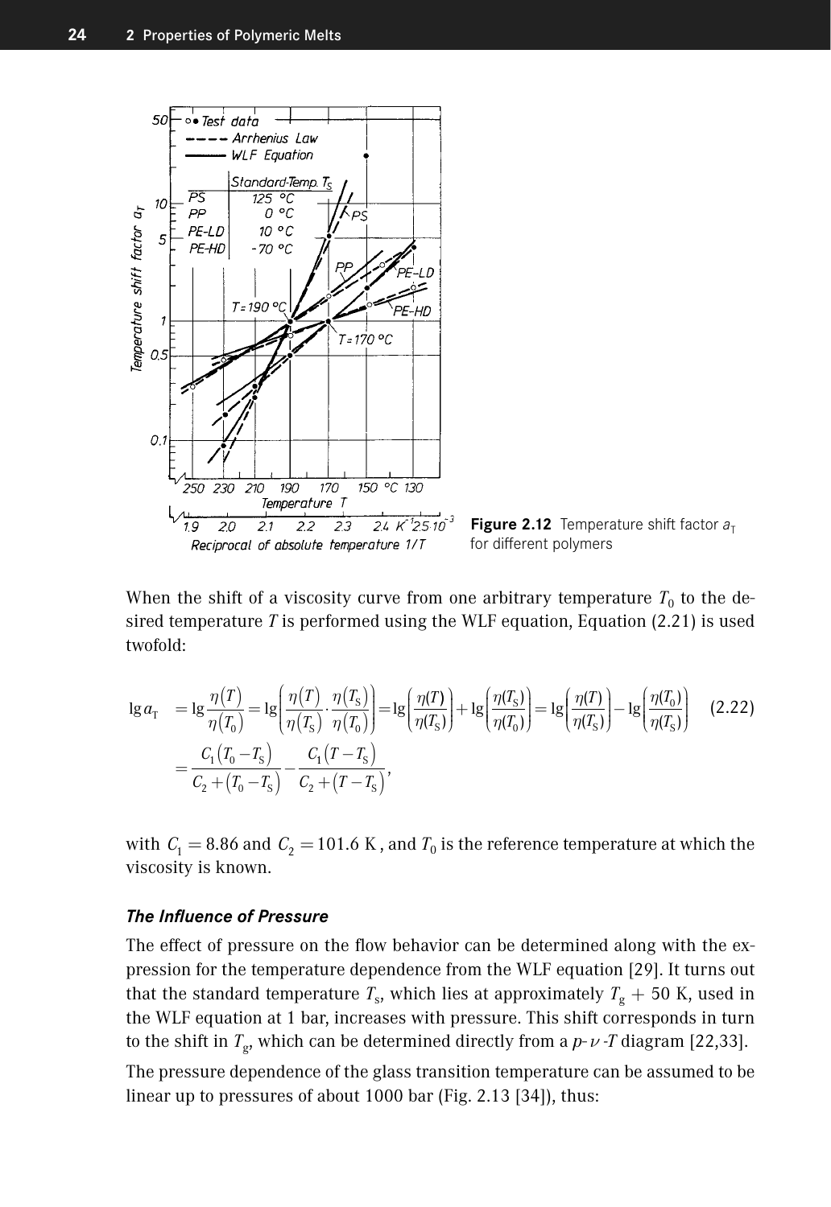**Figure 2.12** Temperature shift factor $a_T$ for different polymers

When the shift of a viscosity curve from one arbitrary temperature $T_0$ to the desired temperature $T$ is performed using the WLF equation, Equation (2.21) is used twofold:

$$\begin{aligned}\lg a_T &= \lg\frac{\eta(T)}{\eta(T_0)} = \lg\left(\frac{\eta(T)}{\eta(T_S)}\cdot\frac{\eta(T_S)}{\eta(T_0)}\right) = \lg\left(\frac{\eta(T)}{\eta(T_S)}\right) + \lg\left(\frac{\eta(T_S)}{\eta(T_0)}\right) = \lg\left(\frac{\eta(T)}{\eta(T_S)}\right) - \lg\left(\frac{\eta(T_0)}{\eta(T_S)}\right) \\ &= \frac{C_1(T_0 - T_S)}{C_2 + (T_0 - T_S)} - \frac{C_1(T - T_S)}{C_2 + (T - T_S)},\end{aligned} \tag{2.22}$$

with $C_1 = 8.86$ and $C_2 = 101.6$ K, and $T_0$ is the reference temperature at which the viscosity is known.

### *The Influence of Pressure*

The effect of pressure on the flow behavior can be determined along with the expression for the temperature dependence from the WLF equation [29]. It turns out that the standard temperature $T_s$, which lies at approximately $T_g$ + 50 K, used in the WLF equation at 1 bar, increases with pressure. This shift corresponds in turn to the shift in $T_g$, which can be determined directly from a $p$-$\nu$-$T$ diagram [22,33].

The pressure dependence of the glass transition temperature can be assumed to be linear up to pressures of about 1000 bar (Fig. 2.13 [34]), thus: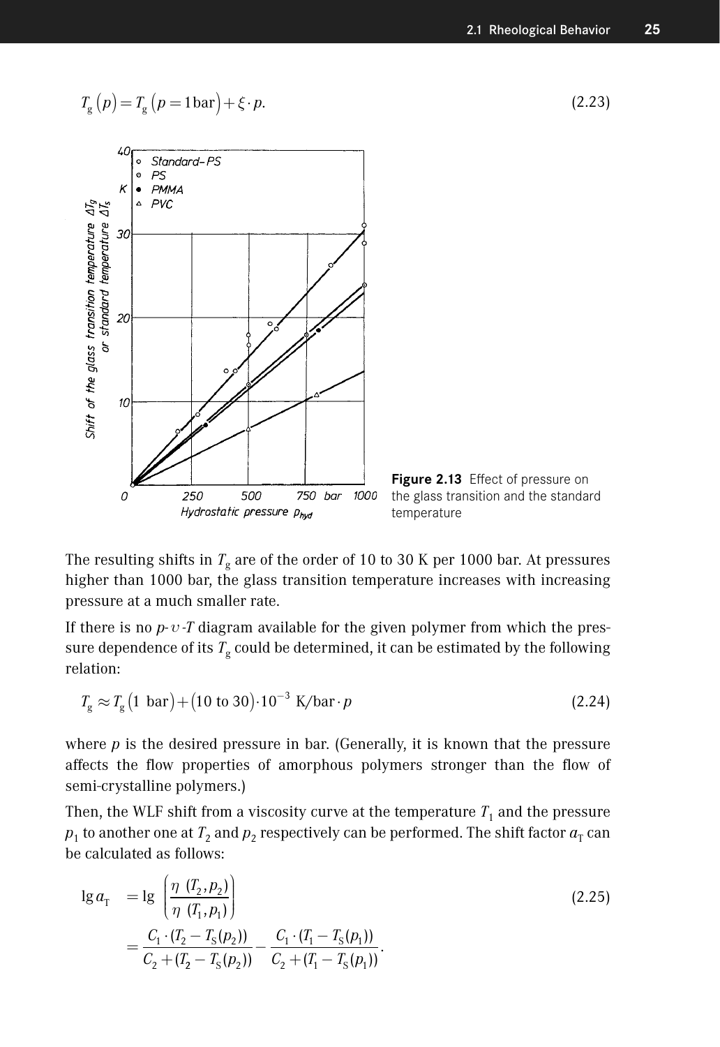$$T_g(p) = T_g(p = 1\,\text{bar}) + \xi \cdot p. \tag{2.23}$$

**Figure 2.13** Effect of pressure on the glass transition and the standard temperature

The resulting shifts in $T_g$ are of the order of 10 to 30 K per 1000 bar. At pressures higher than 1000 bar, the glass transition temperature increases with increasing pressure at a much smaller rate.

If there is no $p$-$\upsilon$-$T$ diagram available for the given polymer from which the pressure dependence of its $T_g$ could be determined, it can be estimated by the following relation:

$$T_g \approx T_g(1\ \text{bar}) + (10\ \text{to}\ 30) \cdot 10^{-3}\ \text{K/bar} \cdot p \tag{2.24}$$

where $p$ is the desired pressure in bar. (Generally, it is known that the pressure affects the flow properties of amorphous polymers stronger than the flow of semi-crystalline polymers.)

Then, the WLF shift from a viscosity curve at the temperature $T_1$ and the pressure $p_1$ to another one at $T_2$ and $p_2$ respectively can be performed. The shift factor $a_T$ can be calculated as follows:

$$\begin{aligned} \lg a_T &= \lg \left( \frac{\eta\ (T_2, p_2)}{\eta\ (T_1, p_1)} \right) \\ &= \frac{C_1 \cdot (T_2 - T_S(p_2))}{C_2 + (T_2 - T_S(p_2))} - \frac{C_1 \cdot (T_1 - T_S(p_1))}{C_2 + (T_1 - T_S(p_1))}. \end{aligned} \tag{2.25}$$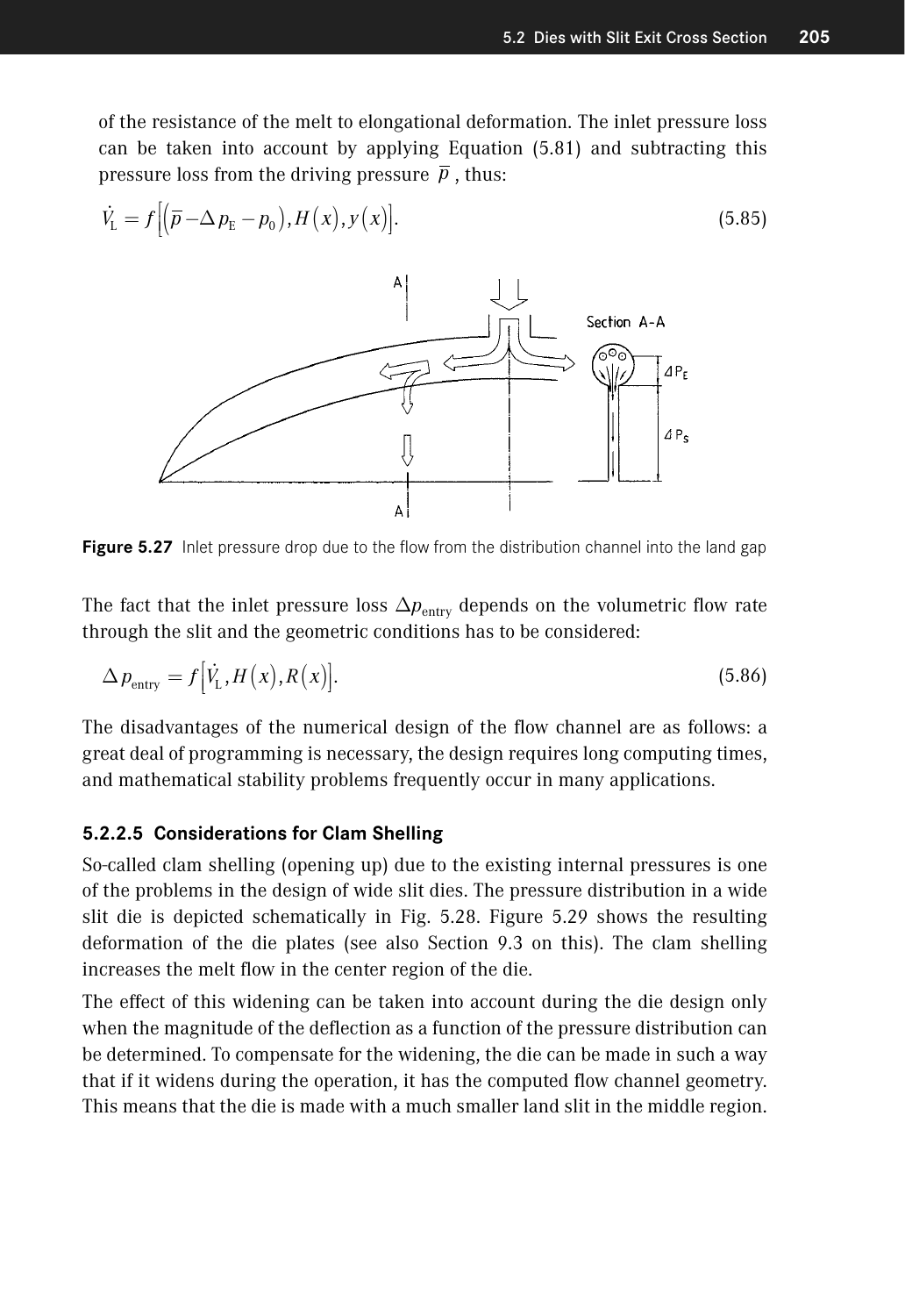of the resistance of the melt to elongational deformation. The inlet pressure loss can be taken into account by applying Equation (5.81) and subtracting this pressure loss from the driving pressure $\overline{p}$ , thus:

$$\dot{V}_L = f\left[\left(\overline{p} - \Delta p_E - p_0\right), H(x), y(x)\right]. \tag{5.85}$$

**Figure 5.27** Inlet pressure drop due to the flow from the distribution channel into the land gap

The fact that the inlet pressure loss $\Delta p_{\text{entry}}$ depends on the volumetric flow rate through the slit and the geometric conditions has to be considered:

$$\Delta p_{\text{entry}} = f\left[\dot{V}_L, H(x), R(x)\right]. \tag{5.86}$$

The disadvantages of the numerical design of the flow channel are as follows: a great deal of programming is necessary, the design requires long computing times, and mathematical stability problems frequently occur in many applications.

### 5.2.2.5 Considerations for Clam Shelling

So-called clam shelling (opening up) due to the existing internal pressures is one of the problems in the design of wide slit dies. The pressure distribution in a wide slit die is depicted schematically in Fig. 5.28. Figure 5.29 shows the resulting deformation of the die plates (see also Section 9.3 on this). The clam shelling increases the melt flow in the center region of the die.

The effect of this widening can be taken into account during the die design only when the magnitude of the deflection as a function of the pressure distribution can be determined. To compensate for the widening, the die can be made in such a way that if it widens during the operation, it has the computed flow channel geometry. This means that the die is made with a much smaller land slit in the middle region.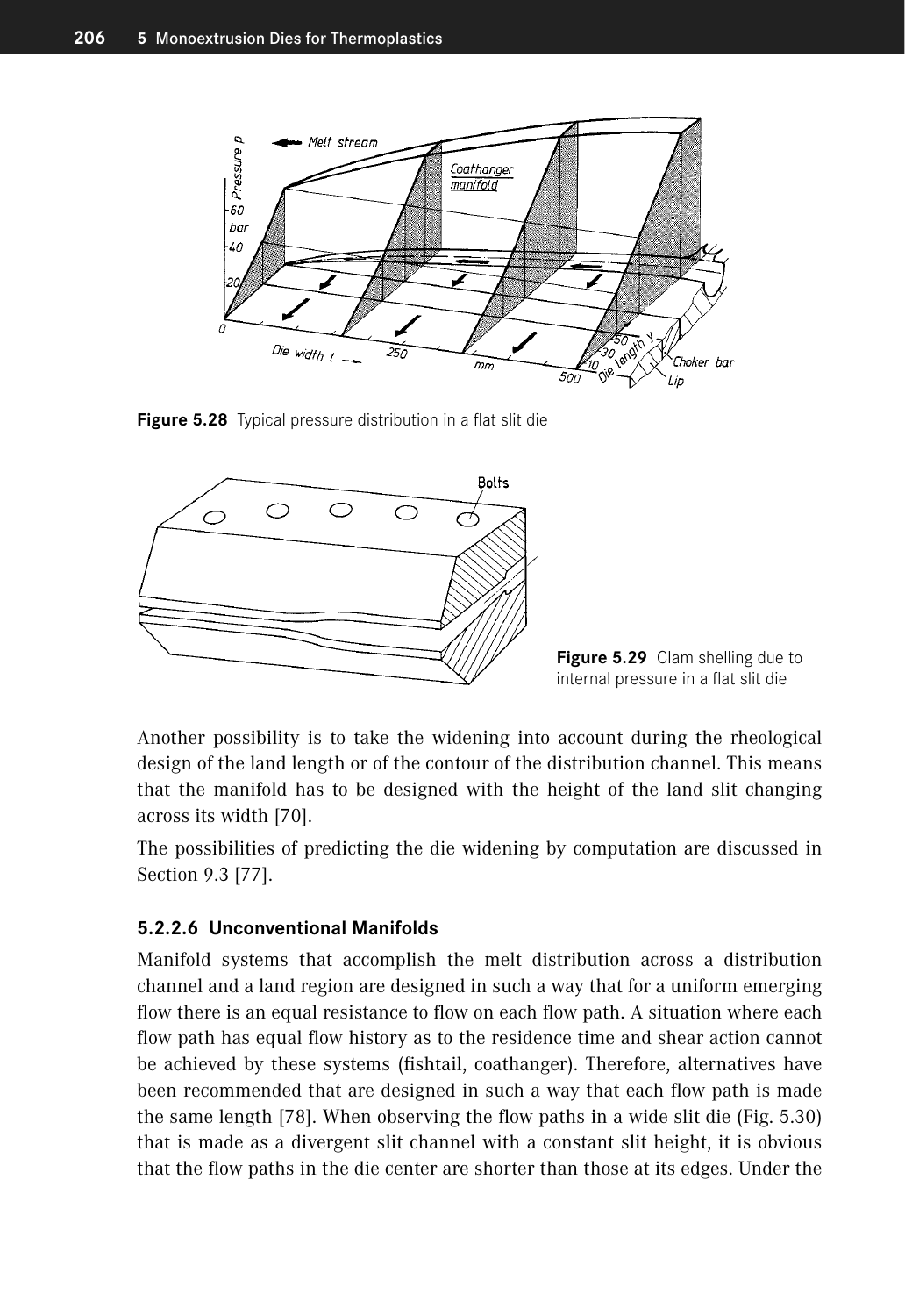Figure 5.28 Typical pressure distribution in a flat slit die

Figure 5.29 Clam shelling due to internal pressure in a flat slit die

Another possibility is to take the widening into account during the rheological design of the land length or of the contour of the distribution channel. This means that the manifold has to be designed with the height of the land slit changing across its width [70].

The possibilities of predicting the die widening by computation are discussed in Section 9.3 [77].

#### 5.2.2.6 Unconventional Manifolds

Manifold systems that accomplish the melt distribution across a distribution channel and a land region are designed in such a way that for a uniform emerging flow there is an equal resistance to flow on each flow path. A situation where each flow path has equal flow history as to the residence time and shear action cannot be achieved by these systems (fishtail, coathanger). Therefore, alternatives have been recommended that are designed in such a way that each flow path is made the same length [78]. When observing the flow paths in a wide slit die (Fig. 5.30) that is made as a divergent slit channel with a constant slit height, it is obvious that the flow paths in the die center are shorter than those at its edges. Under the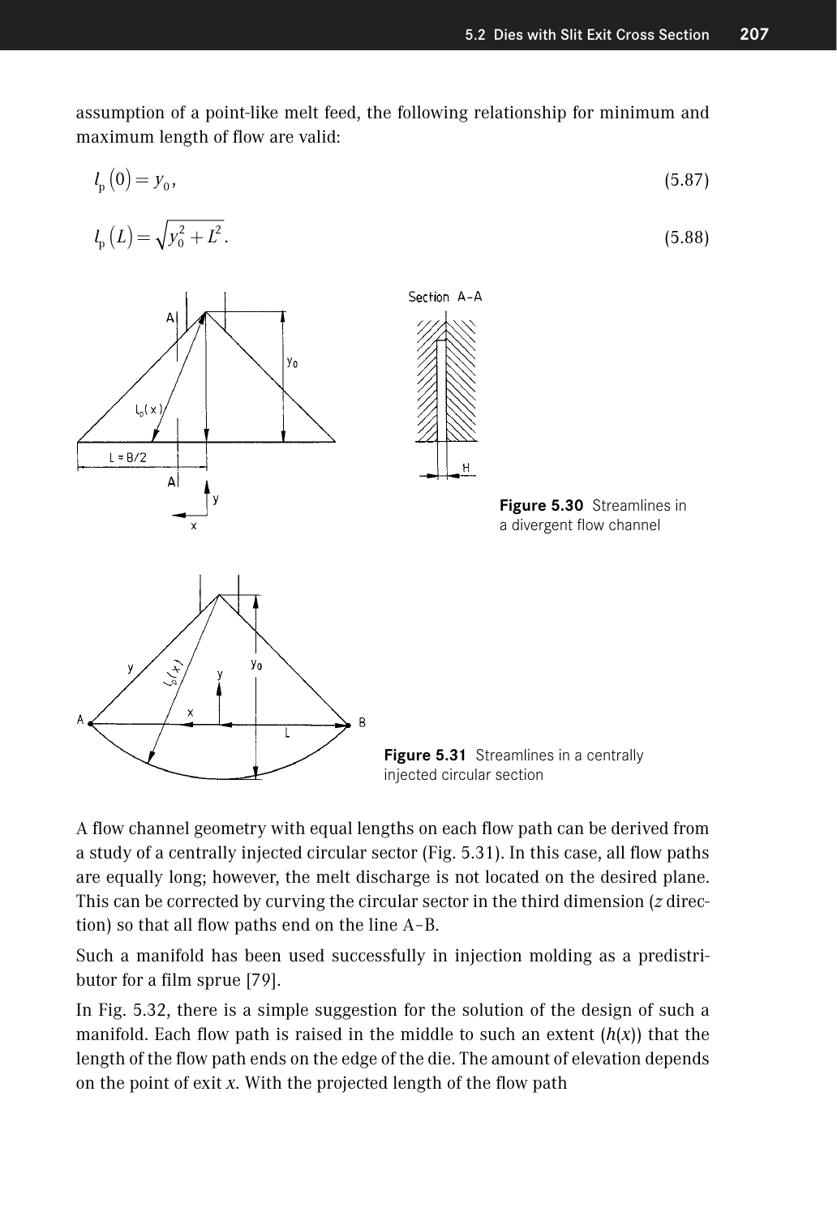assumption of a point-like melt feed, the following relationship for minimum and maximum length of flow are valid:

$$l_p(0) = y_0, \tag{5.87}$$

$$l_p(L) = \sqrt{y_0^2 + L^2}. \tag{5.88}$$

**Figure 5.30** Streamlines in a divergent flow channel

**Figure 5.31** Streamlines in a centrally injected circular section

A flow channel geometry with equal lengths on each flow path can be derived from a study of a centrally injected circular sector (Fig. 5.31). In this case, all flow paths are equally long; however, the melt discharge is not located on the desired plane. This can be corrected by curving the circular sector in the third dimension (*z* direction) so that all flow paths end on the line A–B.

Such a manifold has been used successfully in injection molding as a predistributor for a film sprue [79].

In Fig. 5.32, there is a simple suggestion for the solution of the design of such a manifold. Each flow path is raised in the middle to such an extent ($h(x)$) that the length of the flow path ends on the edge of the die. The amount of elevation depends on the point of exit $x$. With the projected length of the flow path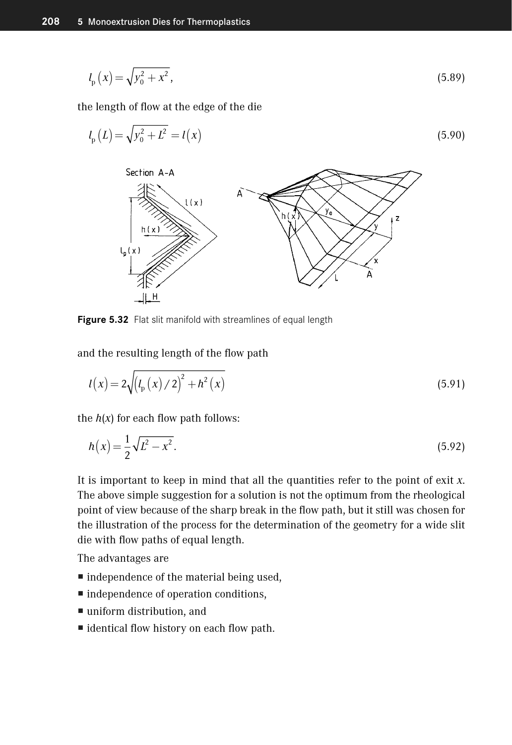$$l_p(x) = \sqrt{y_0^2 + x^2}, \tag{5.89}$$

the length of flow at the edge of the die

$$l_p(L) = \sqrt{y_0^2 + L^2} = l(x) \tag{5.90}$$

**Figure 5.32** Flat slit manifold with streamlines of equal length

and the resulting length of the flow path

$$l(x) = 2\sqrt{\left(l_p(x)/2\right)^2 + h^2(x)} \tag{5.91}$$

the $h(x)$ for each flow path follows:

$$h(x) = \frac{1}{2}\sqrt{L^2 - x^2}. \tag{5.92}$$

It is important to keep in mind that all the quantities refer to the point of exit $x$. The above simple suggestion for a solution is not the optimum from the rheological point of view because of the sharp break in the flow path, but it still was chosen for the illustration of the process for the determination of the geometry for a wide slit die with flow paths of equal length.

The advantages are

- independence of the material being used,
- independence of operation conditions,
- uniform distribution, and
- identical flow history on each flow path.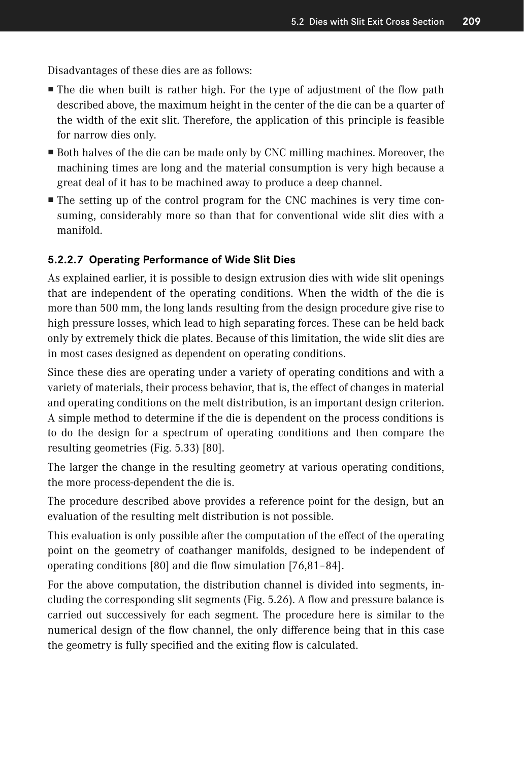Disadvantages of these dies are as follows:

- The die when built is rather high. For the type of adjustment of the flow path described above, the maximum height in the center of the die can be a quarter of the width of the exit slit. Therefore, the application of this principle is feasible for narrow dies only.
- Both halves of the die can be made only by CNC milling machines. Moreover, the machining times are long and the material consumption is very high because a great deal of it has to be machined away to produce a deep channel.
- The setting up of the control program for the CNC machines is very time consuming, considerably more so than that for conventional wide slit dies with a manifold.

#### 5.2.2.7 Operating Performance of Wide Slit Dies

As explained earlier, it is possible to design extrusion dies with wide slit openings that are independent of the operating conditions. When the width of the die is more than 500 mm, the long lands resulting from the design procedure give rise to high pressure losses, which lead to high separating forces. These can be held back only by extremely thick die plates. Because of this limitation, the wide slit dies are in most cases designed as dependent on operating conditions.

Since these dies are operating under a variety of operating conditions and with a variety of materials, their process behavior, that is, the effect of changes in material and operating conditions on the melt distribution, is an important design criterion. A simple method to determine if the die is dependent on the process conditions is to do the design for a spectrum of operating conditions and then compare the resulting geometries (Fig. 5.33) [80].

The larger the change in the resulting geometry at various operating conditions, the more process-dependent the die is.

The procedure described above provides a reference point for the design, but an evaluation of the resulting melt distribution is not possible.

This evaluation is only possible after the computation of the effect of the operating point on the geometry of coathanger manifolds, designed to be independent of operating conditions [80] and die flow simulation [76,81–84].

For the above computation, the distribution channel is divided into segments, including the corresponding slit segments (Fig. 5.26). A flow and pressure balance is carried out successively for each segment. The procedure here is similar to the numerical design of the flow channel, the only difference being that in this case the geometry is fully specified and the exiting flow is calculated.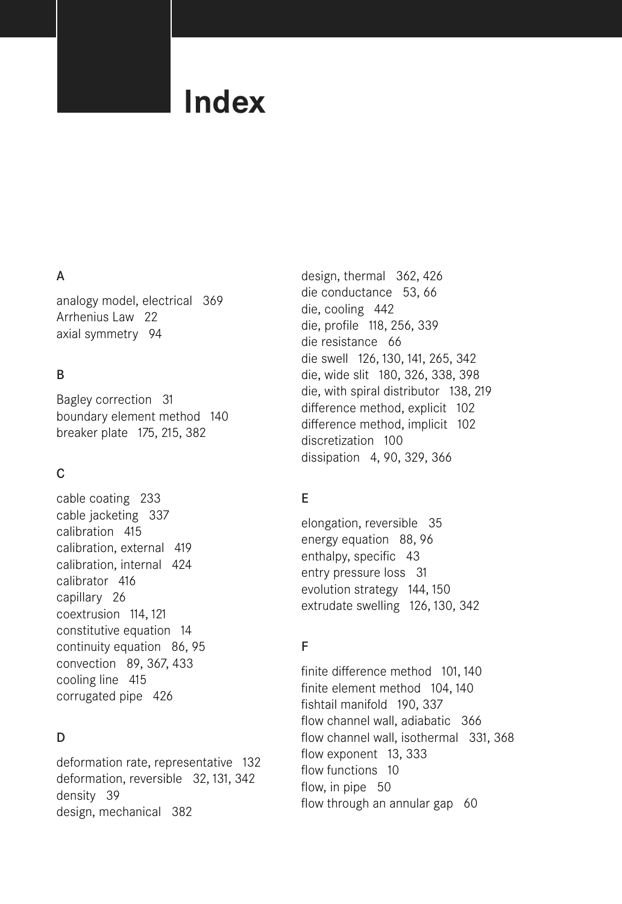# Index

## A

analogy model, electrical 369
Arrhenius Law 22
axial symmetry 94

## B

Bagley correction 31
boundary element method 140
breaker plate 175, 215, 382

## C

cable coating 233
cable jacketing 337
calibration 415
calibration, external 419
calibration, internal 424
calibrator 416
capillary 26
coextrusion 114, 121
constitutive equation 14
continuity equation 86, 95
convection 89, 367, 433
cooling line 415
corrugated pipe 426

## D

deformation rate, representative 132
deformation, reversible 32, 131, 342
density 39
design, mechanical 382
design, thermal 362, 426
die conductance 53, 66
die, cooling 442
die, profile 118, 256, 339
die resistance 66
die swell 126, 130, 141, 265, 342
die, wide slit 180, 326, 338, 398
die, with spiral distributor 138, 219
difference method, explicit 102
difference method, implicit 102
discretization 100
dissipation 4, 90, 329, 366

## E

elongation, reversible 35
energy equation 88, 96
enthalpy, specific 43
entry pressure loss 31
evolution strategy 144, 150
extrudate swelling 126, 130, 342

## F

finite difference method 101, 140
finite element method 104, 140
fishtail manifold 190, 337
flow channel wall, adiabatic 366
flow channel wall, isothermal 331, 368
flow exponent 13, 333
flow functions 10
flow, in pipe 50
flow through an annular gap 60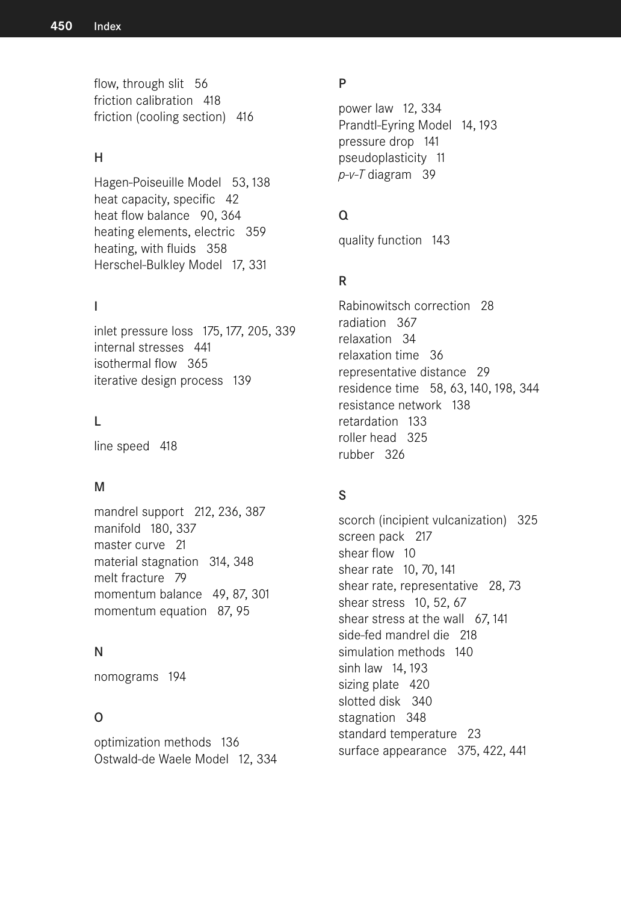flow, through slit 56
friction calibration 418
friction (cooling section) 416

## H

Hagen-Poiseuille Model 53, 138
heat capacity, specific 42
heat flow balance 90, 364
heating elements, electric 359
heating, with fluids 358
Herschel-Bulkley Model 17, 331

## I

inlet pressure loss 175, 177, 205, 339
internal stresses 441
isothermal flow 365
iterative design process 139

## L

line speed 418

## M

mandrel support 212, 236, 387
manifold 180, 337
master curve 21
material stagnation 314, 348
melt fracture 79
momentum balance 49, 87, 301
momentum equation 87, 95

## N

nomograms 194

## O

optimization methods 136
Ostwald-de Waele Model 12, 334

## P

power law 12, 334
Prandtl-Eyring Model 14, 193
pressure drop 141
pseudoplasticity 11
*p-v-T* diagram 39

## Q

quality function 143

## R

Rabinowitsch correction 28
radiation 367
relaxation 34
relaxation time 36
representative distance 29
residence time 58, 63, 140, 198, 344
resistance network 138
retardation 133
roller head 325
rubber 326

## S

scorch (incipient vulcanization) 325
screen pack 217
shear flow 10
shear rate 10, 70, 141
shear rate, representative 28, 73
shear stress 10, 52, 67
shear stress at the wall 67, 141
side-fed mandrel die 218
simulation methods 140
sinh law 14, 193
sizing plate 420
slotted disk 340
stagnation 348
standard temperature 23
surface appearance 375, 422, 441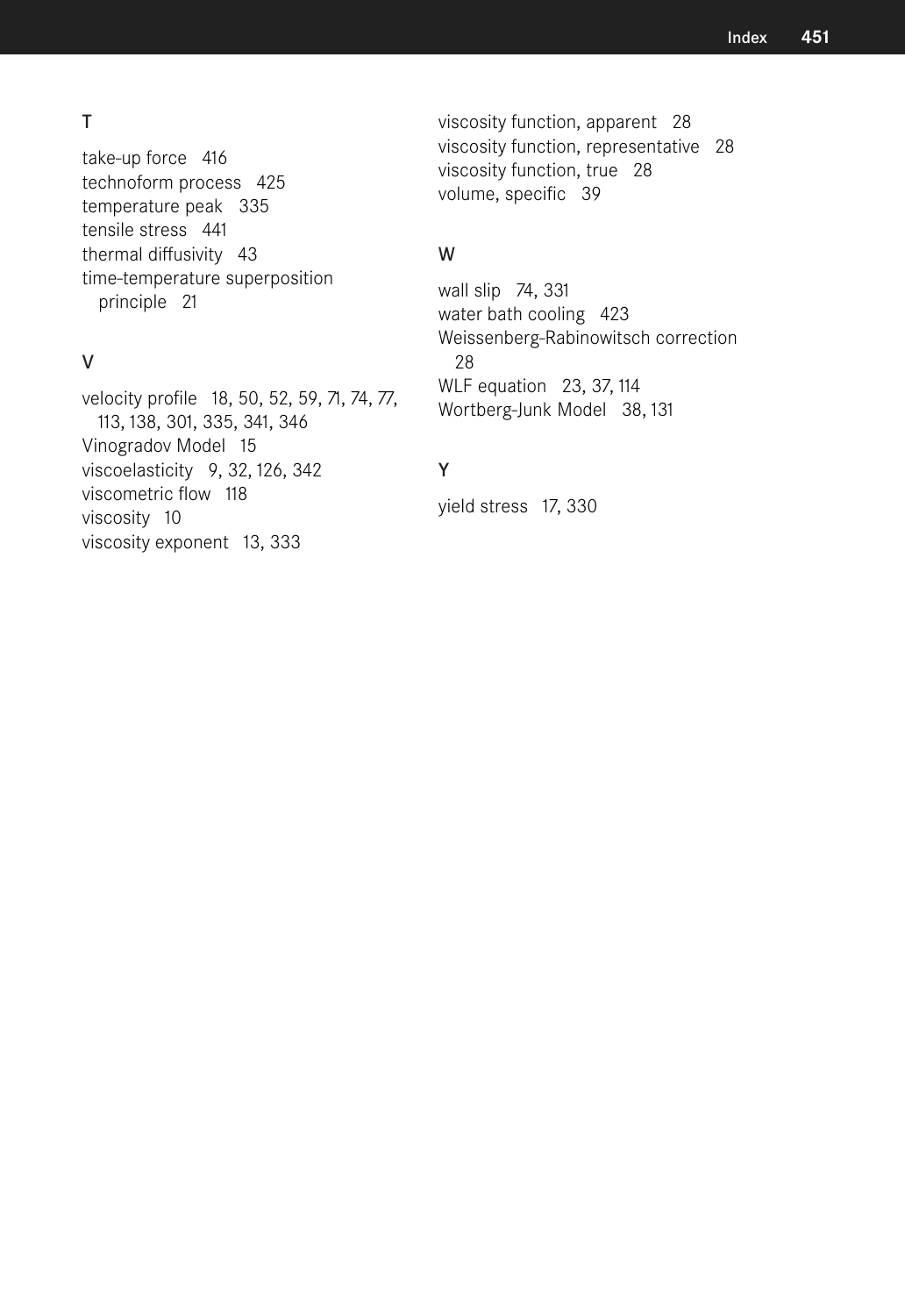## T

take-up force 416
technoform process 425
temperature peak 335
tensile stress 441
thermal diffusivity 43
time-temperature superposition principle 21

## V

velocity profile 18, 50, 52, 59, 71, 74, 77, 113, 138, 301, 335, 341, 346
Vinogradov Model 15
viscoelasticity 9, 32, 126, 342
viscometric flow 118
viscosity 10
viscosity exponent 13, 333
viscosity function, apparent 28
viscosity function, representative 28
viscosity function, true 28
volume, specific 39

## W

wall slip 74, 331
water bath cooling 423
Weissenberg-Rabinowitsch correction 28
WLF equation 23, 37, 114
Wortberg-Junk Model 38, 131

## Y

yield stress 17, 330